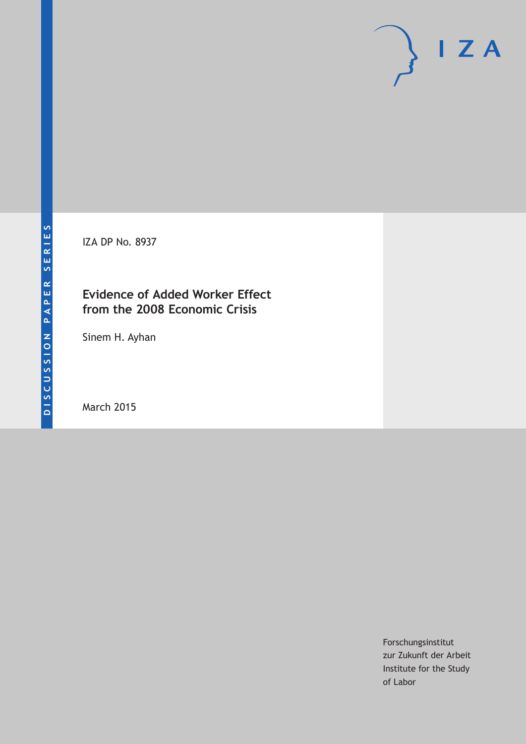IZA DP No. 8937

# Evidence of Added Worker Effect from the 2008 Economic Crisis

Sinem H. Ayhan

March 2015

Forschungsinstitut
zur Zukunft der Arbeit
Institute for the Study
of Labor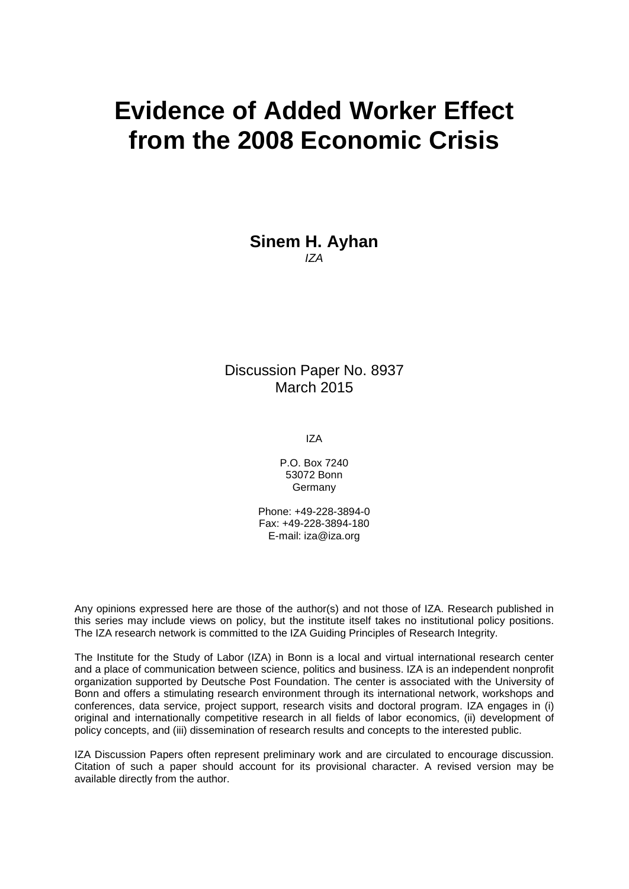# Evidence of Added Worker Effect from the 2008 Economic Crisis

**Sinem H. Ayhan**
*IZA*

Discussion Paper No. 8937
March 2015

IZA

P.O. Box 7240
53072 Bonn
Germany

Phone: +49-228-3894-0
Fax: +49-228-3894-180
E-mail: iza@iza.org

Any opinions expressed here are those of the author(s) and not those of IZA. Research published in this series may include views on policy, but the institute itself takes no institutional policy positions. The IZA research network is committed to the IZA Guiding Principles of Research Integrity.

The Institute for the Study of Labor (IZA) in Bonn is a local and virtual international research center and a place of communication between science, politics and business. IZA is an independent nonprofit organization supported by Deutsche Post Foundation. The center is associated with the University of Bonn and offers a stimulating research environment through its international network, workshops and conferences, data service, project support, research visits and doctoral program. IZA engages in (i) original and internationally competitive research in all fields of labor economics, (ii) development of policy concepts, and (iii) dissemination of research results and concepts to the interested public.

IZA Discussion Papers often represent preliminary work and are circulated to encourage discussion. Citation of such a paper should account for its provisional character. A revised version may be available directly from the author.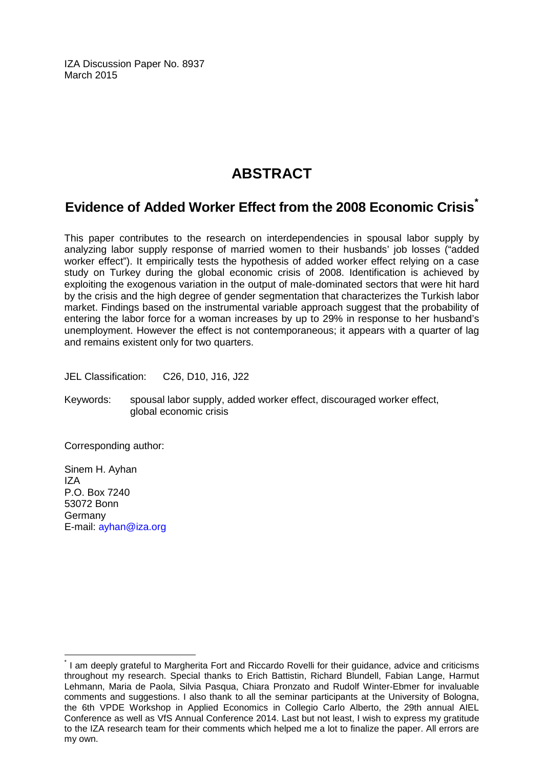IZA Discussion Paper No. 8937
March 2015

# ABSTRACT

## Evidence of Added Worker Effect from the 2008 Economic Crisis*

This paper contributes to the research on interdependencies in spousal labor supply by analyzing labor supply response of married women to their husbands' job losses ("added worker effect"). It empirically tests the hypothesis of added worker effect relying on a case study on Turkey during the global economic crisis of 2008. Identification is achieved by exploiting the exogenous variation in the output of male-dominated sectors that were hit hard by the crisis and the high degree of gender segmentation that characterizes the Turkish labor market. Findings based on the instrumental variable approach suggest that the probability of entering the labor force for a woman increases by up to 29% in response to her husband's unemployment. However the effect is not contemporaneous; it appears with a quarter of lag and remains existent only for two quarters.

JEL Classification: C26, D10, J16, J22

Keywords: spousal labor supply, added worker effect, discouraged worker effect, global economic crisis

Corresponding author:

Sinem H. Ayhan
IZA
P.O. Box 7240
53072 Bonn
Germany
E-mail: ayhan@iza.org

* I am deeply grateful to Margherita Fort and Riccardo Rovelli for their guidance, advice and criticisms throughout my research. Special thanks to Erich Battistin, Richard Blundell, Fabian Lange, Harmut Lehmann, Maria de Paola, Silvia Pasqua, Chiara Pronzato and Rudolf Winter-Ebmer for invaluable comments and suggestions. I also thank to all the seminar participants at the University of Bologna, the 6th VPDE Workshop in Applied Economics in Collegio Carlo Alberto, the 29th annual AIEL Conference as well as VfS Annual Conference 2014. Last but not least, I wish to express my gratitude to the IZA research team for their comments which helped me a lot to finalize the paper. All errors are my own.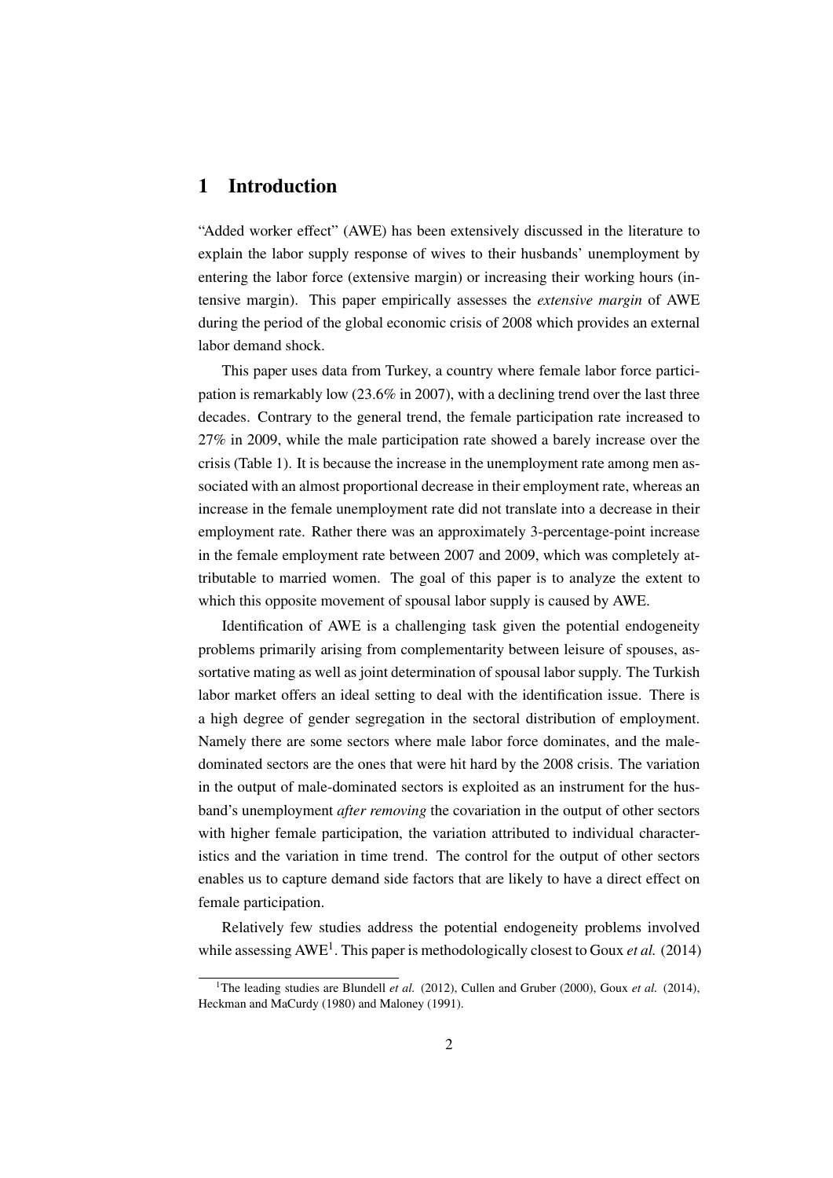## 1 Introduction

"Added worker effect" (AWE) has been extensively discussed in the literature to explain the labor supply response of wives to their husbands' unemployment by entering the labor force (extensive margin) or increasing their working hours (intensive margin). This paper empirically assesses the *extensive margin* of AWE during the period of the global economic crisis of 2008 which provides an external labor demand shock.

This paper uses data from Turkey, a country where female labor force participation is remarkably low (23.6% in 2007), with a declining trend over the last three decades. Contrary to the general trend, the female participation rate increased to 27% in 2009, while the male participation rate showed a barely increase over the crisis (Table 1). It is because the increase in the unemployment rate among men associated with an almost proportional decrease in their employment rate, whereas an increase in the female unemployment rate did not translate into a decrease in their employment rate. Rather there was an approximately 3-percentage-point increase in the female employment rate between 2007 and 2009, which was completely attributable to married women. The goal of this paper is to analyze the extent to which this opposite movement of spousal labor supply is caused by AWE.

Identification of AWE is a challenging task given the potential endogeneity problems primarily arising from complementarity between leisure of spouses, assortative mating as well as joint determination of spousal labor supply. The Turkish labor market offers an ideal setting to deal with the identification issue. There is a high degree of gender segregation in the sectoral distribution of employment. Namely there are some sectors where male labor force dominates, and the male-dominated sectors are the ones that were hit hard by the 2008 crisis. The variation in the output of male-dominated sectors is exploited as an instrument for the husband's unemployment *after removing* the covariation in the output of other sectors with higher female participation, the variation attributed to individual characteristics and the variation in time trend. The control for the output of other sectors enables us to capture demand side factors that are likely to have a direct effect on female participation.

Relatively few studies address the potential endogeneity problems involved while assessing AWE[1]. This paper is methodologically closest to Goux *et al.* (2014)

[1]The leading studies are Blundell *et al.* (2012), Cullen and Gruber (2000), Goux *et al.* (2014), Heckman and MaCurdy (1980) and Maloney (1991).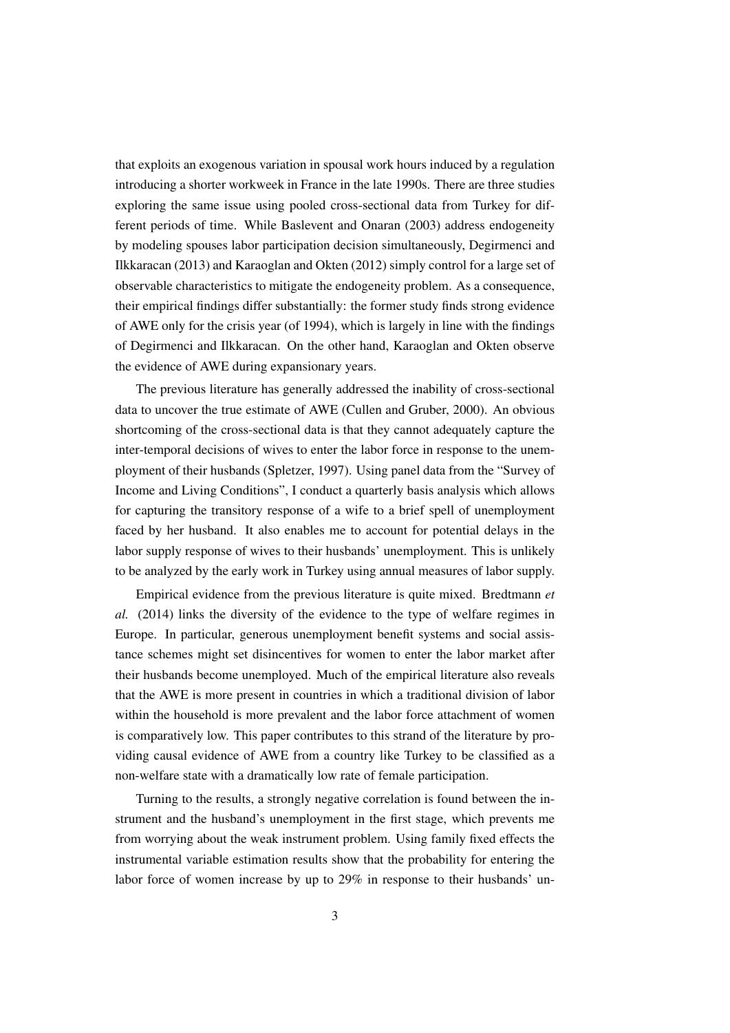that exploits an exogenous variation in spousal work hours induced by a regulation introducing a shorter workweek in France in the late 1990s. There are three studies exploring the same issue using pooled cross-sectional data from Turkey for different periods of time. While Baslevent and Onaran (2003) address endogeneity by modeling spouses labor participation decision simultaneously, Degirmenci and Ilkkaracan (2013) and Karaoglan and Okten (2012) simply control for a large set of observable characteristics to mitigate the endogeneity problem. As a consequence, their empirical findings differ substantially: the former study finds strong evidence of AWE only for the crisis year (of 1994), which is largely in line with the findings of Degirmenci and Ilkkaracan. On the other hand, Karaoglan and Okten observe the evidence of AWE during expansionary years.

The previous literature has generally addressed the inability of cross-sectional data to uncover the true estimate of AWE (Cullen and Gruber, 2000). An obvious shortcoming of the cross-sectional data is that they cannot adequately capture the inter-temporal decisions of wives to enter the labor force in response to the unemployment of their husbands (Spletzer, 1997). Using panel data from the "Survey of Income and Living Conditions", I conduct a quarterly basis analysis which allows for capturing the transitory response of a wife to a brief spell of unemployment faced by her husband. It also enables me to account for potential delays in the labor supply response of wives to their husbands' unemployment. This is unlikely to be analyzed by the early work in Turkey using annual measures of labor supply.

Empirical evidence from the previous literature is quite mixed. Bredtmann *et al.* (2014) links the diversity of the evidence to the type of welfare regimes in Europe. In particular, generous unemployment benefit systems and social assistance schemes might set disincentives for women to enter the labor market after their husbands become unemployed. Much of the empirical literature also reveals that the AWE is more present in countries in which a traditional division of labor within the household is more prevalent and the labor force attachment of women is comparatively low. This paper contributes to this strand of the literature by providing causal evidence of AWE from a country like Turkey to be classified as a non-welfare state with a dramatically low rate of female participation.

Turning to the results, a strongly negative correlation is found between the instrument and the husband's unemployment in the first stage, which prevents me from worrying about the weak instrument problem. Using family fixed effects the instrumental variable estimation results show that the probability for entering the labor force of women increase by up to 29% in response to their husbands' un-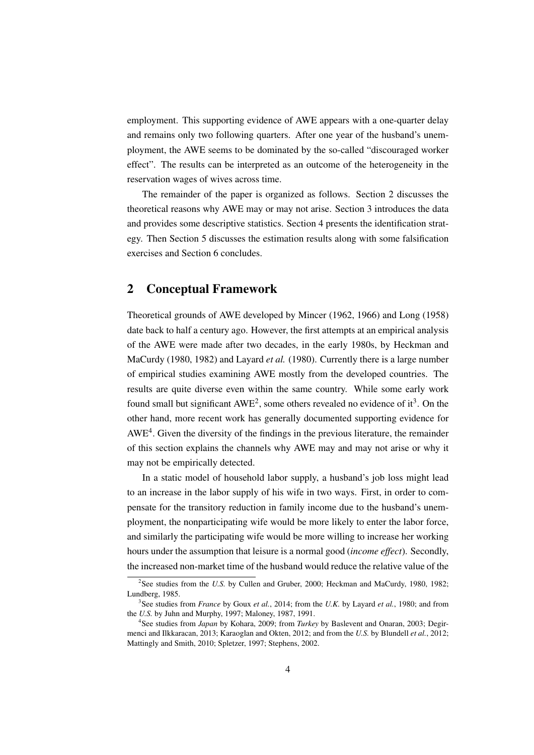employment. This supporting evidence of AWE appears with a one-quarter delay and remains only two following quarters. After one year of the husband's unemployment, the AWE seems to be dominated by the so-called "discouraged worker effect". The results can be interpreted as an outcome of the heterogeneity in the reservation wages of wives across time.

The remainder of the paper is organized as follows. Section 2 discusses the theoretical reasons why AWE may or may not arise. Section 3 introduces the data and provides some descriptive statistics. Section 4 presents the identification strategy. Then Section 5 discusses the estimation results along with some falsification exercises and Section 6 concludes.

## 2 Conceptual Framework

Theoretical grounds of AWE developed by Mincer (1962, 1966) and Long (1958) date back to half a century ago. However, the first attempts at an empirical analysis of the AWE were made after two decades, in the early 1980s, by Heckman and MaCurdy (1980, 1982) and Layard *et al.* (1980). Currently there is a large number of empirical studies examining AWE mostly from the developed countries. The results are quite diverse even within the same country. While some early work found small but significant AWE[2], some others revealed no evidence of it[3]. On the other hand, more recent work has generally documented supporting evidence for AWE[4]. Given the diversity of the findings in the previous literature, the remainder of this section explains the channels why AWE may and may not arise or why it may not be empirically detected.

In a static model of household labor supply, a husband's job loss might lead to an increase in the labor supply of his wife in two ways. First, in order to compensate for the transitory reduction in family income due to the husband's unemployment, the nonparticipating wife would be more likely to enter the labor force, and similarly the participating wife would be more willing to increase her working hours under the assumption that leisure is a normal good (*income effect*). Secondly, the increased non-market time of the husband would reduce the relative value of the

[2] See studies from the *U.S.* by Cullen and Gruber, 2000; Heckman and MaCurdy, 1980, 1982; Lundberg, 1985.

[3] See studies from *France* by Goux *et al.*, 2014; from the *U.K.* by Layard *et al.*, 1980; and from the *U.S.* by Juhn and Murphy, 1997; Maloney, 1987, 1991.

[4] See studies from *Japan* by Kohara, 2009; from *Turkey* by Baslevent and Onaran, 2003; Degirmenci and Ilkkaracan, 2013; Karaoglan and Okten, 2012; and from the *U.S.* by Blundell *et al.*, 2012; Mattingly and Smith, 2010; Spletzer, 1997; Stephens, 2002.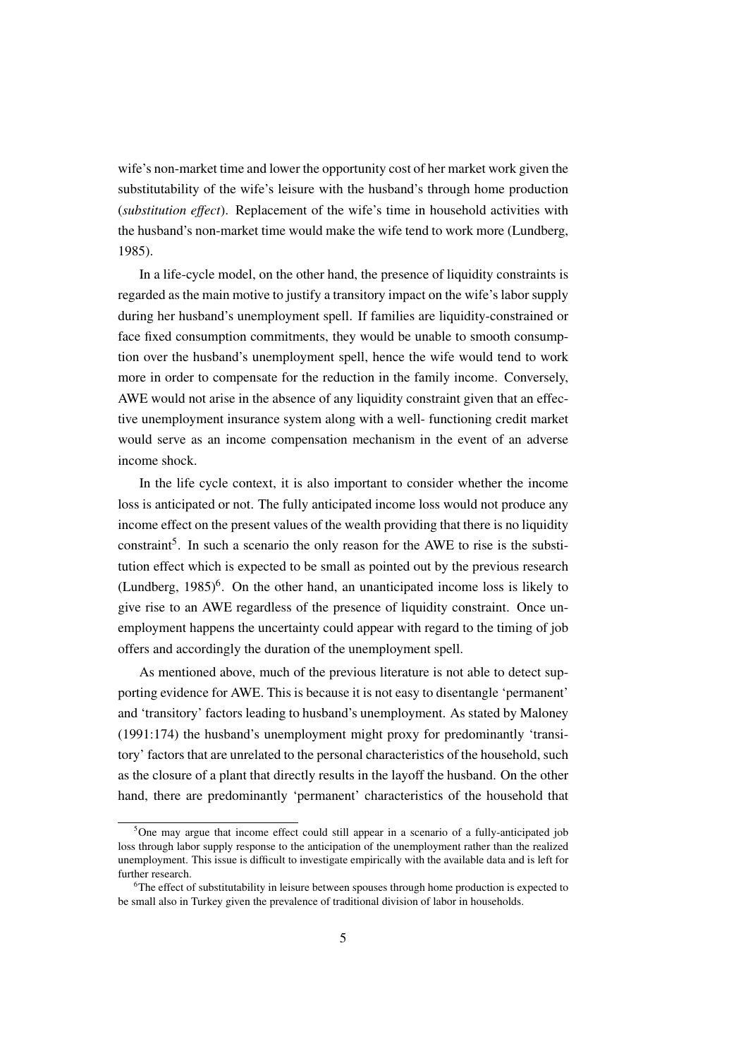wife's non-market time and lower the opportunity cost of her market work given the substitutability of the wife's leisure with the husband's through home production (*substitution effect*). Replacement of the wife's time in household activities with the husband's non-market time would make the wife tend to work more (Lundberg, 1985).

In a life-cycle model, on the other hand, the presence of liquidity constraints is regarded as the main motive to justify a transitory impact on the wife's labor supply during her husband's unemployment spell. If families are liquidity-constrained or face fixed consumption commitments, they would be unable to smooth consumption over the husband's unemployment spell, hence the wife would tend to work more in order to compensate for the reduction in the family income. Conversely, AWE would not arise in the absence of any liquidity constraint given that an effective unemployment insurance system along with a well- functioning credit market would serve as an income compensation mechanism in the event of an adverse income shock.

In the life cycle context, it is also important to consider whether the income loss is anticipated or not. The fully anticipated income loss would not produce any income effect on the present values of the wealth providing that there is no liquidity constraint[5]. In such a scenario the only reason for the AWE to rise is the substitution effect which is expected to be small as pointed out by the previous research (Lundberg, 1985)[6]. On the other hand, an unanticipated income loss is likely to give rise to an AWE regardless of the presence of liquidity constraint. Once unemployment happens the uncertainty could appear with regard to the timing of job offers and accordingly the duration of the unemployment spell.

As mentioned above, much of the previous literature is not able to detect supporting evidence for AWE. This is because it is not easy to disentangle 'permanent' and 'transitory' factors leading to husband's unemployment. As stated by Maloney (1991:174) the husband's unemployment might proxy for predominantly 'transitory' factors that are unrelated to the personal characteristics of the household, such as the closure of a plant that directly results in the layoff the husband. On the other hand, there are predominantly 'permanent' characteristics of the household that

[5]One may argue that income effect could still appear in a scenario of a fully-anticipated job loss through labor supply response to the anticipation of the unemployment rather than the realized unemployment. This issue is difficult to investigate empirically with the available data and is left for further research.

[6]The effect of substitutability in leisure between spouses through home production is expected to be small also in Turkey given the prevalence of traditional division of labor in households.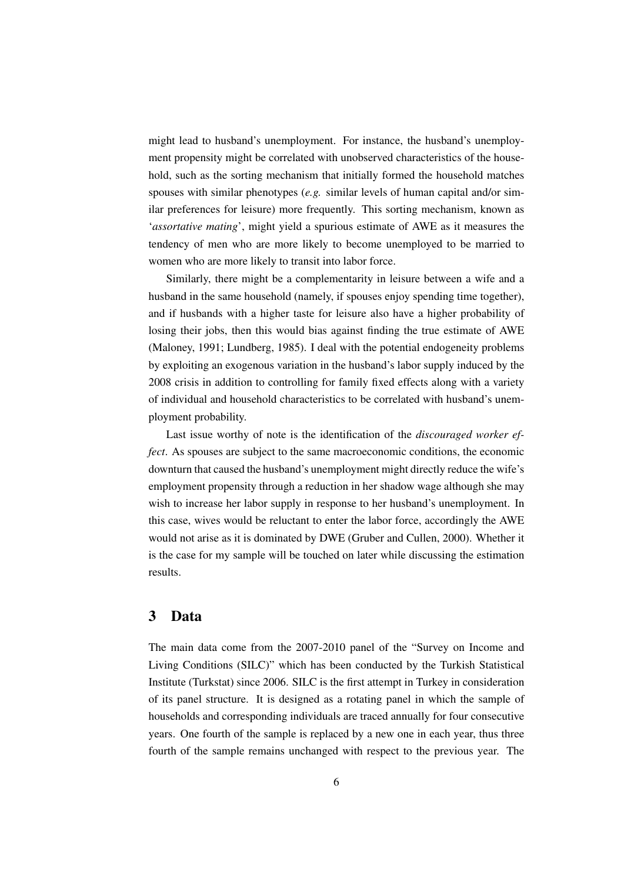might lead to husband's unemployment. For instance, the husband's unemployment propensity might be correlated with unobserved characteristics of the household, such as the sorting mechanism that initially formed the household matches spouses with similar phenotypes (*e.g.* similar levels of human capital and/or similar preferences for leisure) more frequently. This sorting mechanism, known as '*assortative mating*', might yield a spurious estimate of AWE as it measures the tendency of men who are more likely to become unemployed to be married to women who are more likely to transit into labor force.

Similarly, there might be a complementarity in leisure between a wife and a husband in the same household (namely, if spouses enjoy spending time together), and if husbands with a higher taste for leisure also have a higher probability of losing their jobs, then this would bias against finding the true estimate of AWE (Maloney, 1991; Lundberg, 1985). I deal with the potential endogeneity problems by exploiting an exogenous variation in the husband's labor supply induced by the 2008 crisis in addition to controlling for family fixed effects along with a variety of individual and household characteristics to be correlated with husband's unemployment probability.

Last issue worthy of note is the identification of the *discouraged worker effect*. As spouses are subject to the same macroeconomic conditions, the economic downturn that caused the husband's unemployment might directly reduce the wife's employment propensity through a reduction in her shadow wage although she may wish to increase her labor supply in response to her husband's unemployment. In this case, wives would be reluctant to enter the labor force, accordingly the AWE would not arise as it is dominated by DWE (Gruber and Cullen, 2000). Whether it is the case for my sample will be touched on later while discussing the estimation results.

## 3 Data

The main data come from the 2007-2010 panel of the "Survey on Income and Living Conditions (SILC)" which has been conducted by the Turkish Statistical Institute (Turkstat) since 2006. SILC is the first attempt in Turkey in consideration of its panel structure. It is designed as a rotating panel in which the sample of households and corresponding individuals are traced annually for four consecutive years. One fourth of the sample is replaced by a new one in each year, thus three fourth of the sample remains unchanged with respect to the previous year. The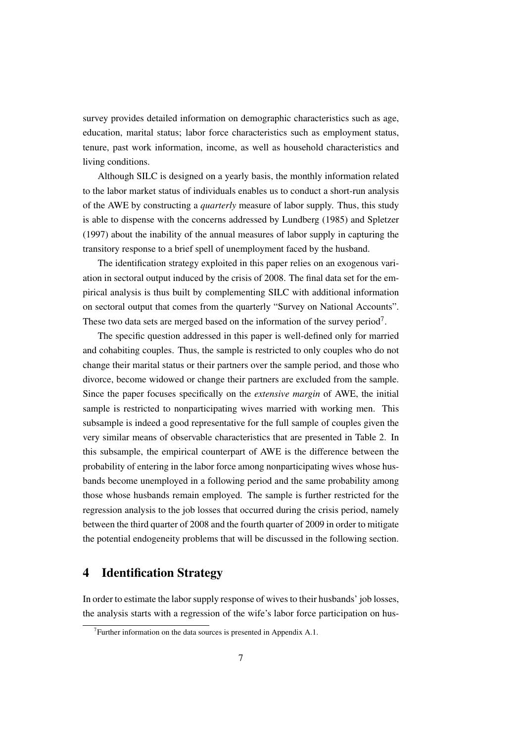survey provides detailed information on demographic characteristics such as age, education, marital status; labor force characteristics such as employment status, tenure, past work information, income, as well as household characteristics and living conditions.

Although SILC is designed on a yearly basis, the monthly information related to the labor market status of individuals enables us to conduct a short-run analysis of the AWE by constructing a *quarterly* measure of labor supply. Thus, this study is able to dispense with the concerns addressed by Lundberg (1985) and Spletzer (1997) about the inability of the annual measures of labor supply in capturing the transitory response to a brief spell of unemployment faced by the husband.

The identification strategy exploited in this paper relies on an exogenous variation in sectoral output induced by the crisis of 2008. The final data set for the empirical analysis is thus built by complementing SILC with additional information on sectoral output that comes from the quarterly "Survey on National Accounts". These two data sets are merged based on the information of the survey period[7].

The specific question addressed in this paper is well-defined only for married and cohabiting couples. Thus, the sample is restricted to only couples who do not change their marital status or their partners over the sample period, and those who divorce, become widowed or change their partners are excluded from the sample. Since the paper focuses specifically on the *extensive margin* of AWE, the initial sample is restricted to nonparticipating wives married with working men. This subsample is indeed a good representative for the full sample of couples given the very similar means of observable characteristics that are presented in Table 2. In this subsample, the empirical counterpart of AWE is the difference between the probability of entering in the labor force among nonparticipating wives whose husbands become unemployed in a following period and the same probability among those whose husbands remain employed. The sample is further restricted for the regression analysis to the job losses that occurred during the crisis period, namely between the third quarter of 2008 and the fourth quarter of 2009 in order to mitigate the potential endogeneity problems that will be discussed in the following section.

# 4 Identification Strategy

In order to estimate the labor supply response of wives to their husbands' job losses, the analysis starts with a regression of the wife's labor force participation on hus-

[7]Further information on the data sources is presented in Appendix A.1.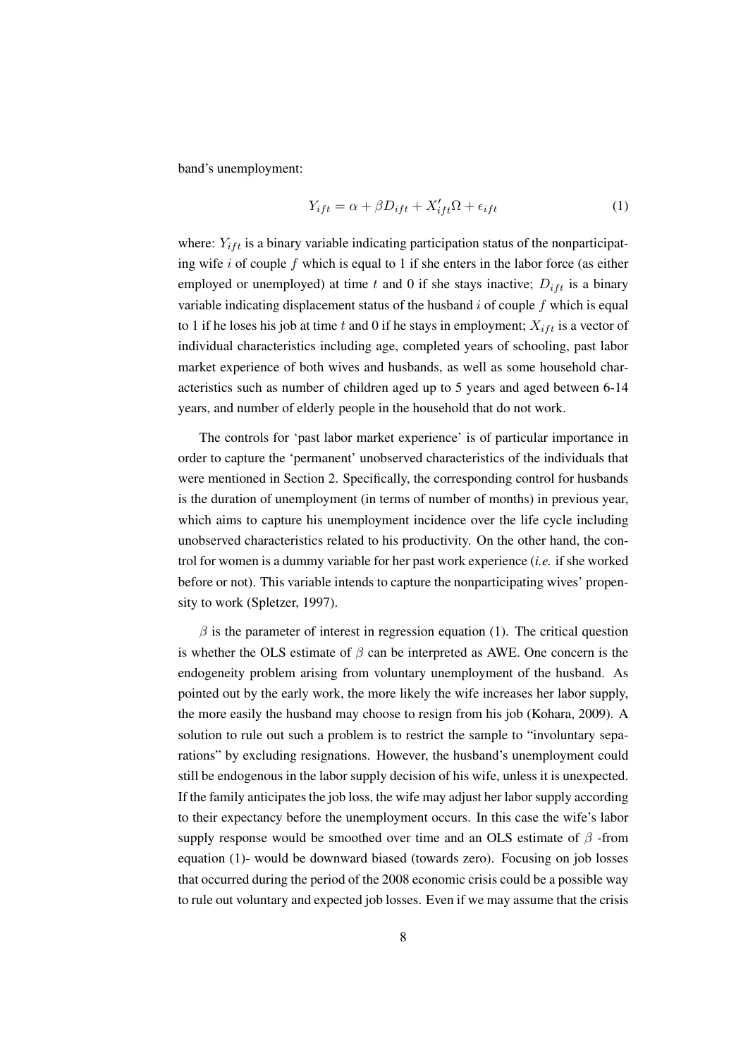band's unemployment:

$$Y_{ift} = \alpha + \beta D_{ift} + X'_{ift}\Omega + \epsilon_{ift} \tag{1}$$

where: $Y_{ift}$ is a binary variable indicating participation status of the nonparticipating wife $i$ of couple $f$ which is equal to 1 if she enters in the labor force (as either employed or unemployed) at time $t$ and 0 if she stays inactive; $D_{ift}$ is a binary variable indicating displacement status of the husband $i$ of couple $f$ which is equal to 1 if he loses his job at time $t$ and 0 if he stays in employment; $X_{ift}$ is a vector of individual characteristics including age, completed years of schooling, past labor market experience of both wives and husbands, as well as some household characteristics such as number of children aged up to 5 years and aged between 6-14 years, and number of elderly people in the household that do not work.

The controls for 'past labor market experience' is of particular importance in order to capture the 'permanent' unobserved characteristics of the individuals that were mentioned in Section 2. Specifically, the corresponding control for husbands is the duration of unemployment (in terms of number of months) in previous year, which aims to capture his unemployment incidence over the life cycle including unobserved characteristics related to his productivity. On the other hand, the control for women is a dummy variable for her past work experience (*i.e.* if she worked before or not). This variable intends to capture the nonparticipating wives' propensity to work (Spletzer, 1997).

$\beta$ is the parameter of interest in regression equation (1). The critical question is whether the OLS estimate of $\beta$ can be interpreted as AWE. One concern is the endogeneity problem arising from voluntary unemployment of the husband. As pointed out by the early work, the more likely the wife increases her labor supply, the more easily the husband may choose to resign from his job (Kohara, 2009). A solution to rule out such a problem is to restrict the sample to "involuntary separations" by excluding resignations. However, the husband's unemployment could still be endogenous in the labor supply decision of his wife, unless it is unexpected. If the family anticipates the job loss, the wife may adjust her labor supply according to their expectancy before the unemployment occurs. In this case the wife's labor supply response would be smoothed over time and an OLS estimate of $\beta$ -from equation (1)- would be downward biased (towards zero). Focusing on job losses that occurred during the period of the 2008 economic crisis could be a possible way to rule out voluntary and expected job losses. Even if we may assume that the crisis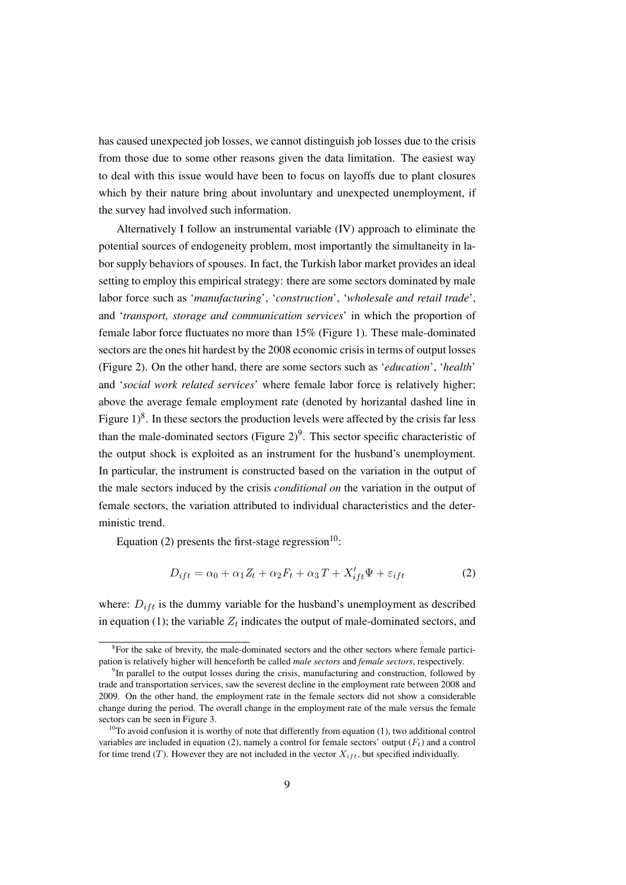has caused unexpected job losses, we cannot distinguish job losses due to the crisis from those due to some other reasons given the data limitation. The easiest way to deal with this issue would have been to focus on layoffs due to plant closures which by their nature bring about involuntary and unexpected unemployment, if the survey had involved such information.

Alternatively I follow an instrumental variable (IV) approach to eliminate the potential sources of endogeneity problem, most importantly the simultaneity in labor supply behaviors of spouses. In fact, the Turkish labor market provides an ideal setting to employ this empirical strategy: there are some sectors dominated by male labor force such as '*manufacturing*', '*construction*', '*wholesale and retail trade*', and '*transport, storage and communication services*' in which the proportion of female labor force fluctuates no more than 15% (Figure 1). These male-dominated sectors are the ones hit hardest by the 2008 economic crisis in terms of output losses (Figure 2). On the other hand, there are some sectors such as '*education*', '*health*' and '*social work related services*' where female labor force is relatively higher; above the average female employment rate (denoted by horizantal dashed line in Figure 1)[8]. In these sectors the production levels were affected by the crisis far less than the male-dominated sectors (Figure 2)[9]. This sector specific characteristic of the output shock is exploited as an instrument for the husband's unemployment. In particular, the instrument is constructed based on the variation in the output of the male sectors induced by the crisis *conditional on* the variation in the output of female sectors, the variation attributed to individual characteristics and the deterministic trend.

Equation (2) presents the first-stage regression[10]:

$$D_{ift} = \alpha_0 + \alpha_1 Z_t + \alpha_2 F_t + \alpha_3 T + X'_{ift}\Psi + \varepsilon_{ift} \tag{2}$$

where: $D_{ift}$ is the dummy variable for the husband's unemployment as described in equation (1); the variable $Z_t$ indicates the output of male-dominated sectors, and

---

[8]For the sake of brevity, the male-dominated sectors and the other sectors where female participation is relatively higher will henceforth be called *male sectors* and *female sectors*, respectively.

[9]In parallel to the output losses during the crisis, manufacturing and construction, followed by trade and transportation services, saw the severest decline in the employment rate between 2008 and 2009. On the other hand, the employment rate in the female sectors did not show a considerable change during the period. The overall change in the employment rate of the male versus the female sectors can be seen in Figure 3.

[10]To avoid confusion it is worthy of note that differently from equation (1), two additional control variables are included in equation (2), namely a control for female sectors' output ($F_t$) and a control for time trend ($T$). However they are not included in the vector $X_{ift}$, but specified individually.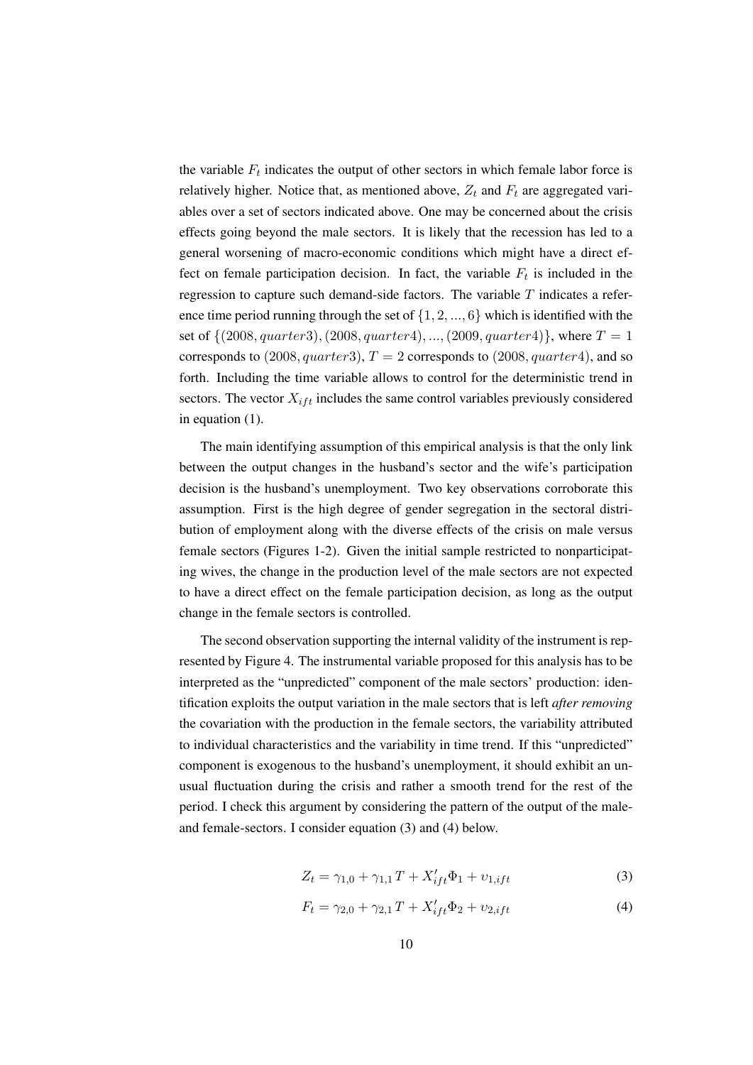the variable $F_t$ indicates the output of other sectors in which female labor force is relatively higher. Notice that, as mentioned above, $Z_t$ and $F_t$ are aggregated variables over a set of sectors indicated above. One may be concerned about the crisis effects going beyond the male sectors. It is likely that the recession has led to a general worsening of macro-economic conditions which might have a direct effect on female participation decision. In fact, the variable $F_t$ is included in the regression to capture such demand-side factors. The variable $T$ indicates a reference time period running through the set of $\{1, 2, ..., 6\}$ which is identified with the set of $\{(2008, quarter3), (2008, quarter4), ..., (2009, quarter4)\}$, where $T = 1$ corresponds to $(2008, quarter3)$, $T = 2$ corresponds to $(2008, quarter4)$, and so forth. Including the time variable allows to control for the deterministic trend in sectors. The vector $X_{ift}$ includes the same control variables previously considered in equation (1).

The main identifying assumption of this empirical analysis is that the only link between the output changes in the husband's sector and the wife's participation decision is the husband's unemployment. Two key observations corroborate this assumption. First is the high degree of gender segregation in the sectoral distribution of employment along with the diverse effects of the crisis on male versus female sectors (Figures 1-2). Given the initial sample restricted to nonparticipating wives, the change in the production level of the male sectors are not expected to have a direct effect on the female participation decision, as long as the output change in the female sectors is controlled.

The second observation supporting the internal validity of the instrument is represented by Figure 4. The instrumental variable proposed for this analysis has to be interpreted as the "unpredicted" component of the male sectors' production: identification exploits the output variation in the male sectors that is left *after removing* the covariation with the production in the female sectors, the variability attributed to individual characteristics and the variability in time trend. If this "unpredicted" component is exogenous to the husband's unemployment, it should exhibit an unusual fluctuation during the crisis and rather a smooth trend for the rest of the period. I check this argument by considering the pattern of the output of the male- and female-sectors. I consider equation (3) and (4) below.

$$Z_t = \gamma_{1,0} + \gamma_{1,1} T + X'_{ift}\Phi_1 + \upsilon_{1,ift} \tag{3}$$

$$F_t = \gamma_{2,0} + \gamma_{2,1} T + X'_{ift}\Phi_2 + \upsilon_{2,ift} \tag{4}$$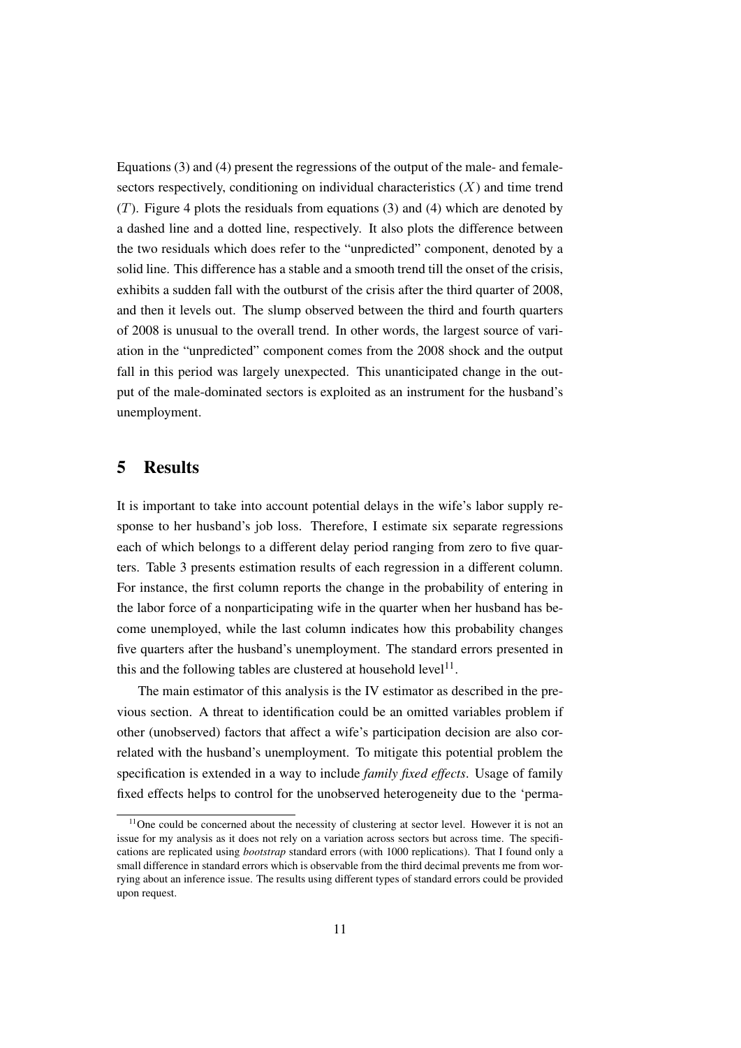Equations (3) and (4) present the regressions of the output of the male- and female-sectors respectively, conditioning on individual characteristics ($X$) and time trend ($T$). Figure 4 plots the residuals from equations (3) and (4) which are denoted by a dashed line and a dotted line, respectively. It also plots the difference between the two residuals which does refer to the "unpredicted" component, denoted by a solid line. This difference has a stable and a smooth trend till the onset of the crisis, exhibits a sudden fall with the outburst of the crisis after the third quarter of 2008, and then it levels out. The slump observed between the third and fourth quarters of 2008 is unusual to the overall trend. In other words, the largest source of variation in the "unpredicted" component comes from the 2008 shock and the output fall in this period was largely unexpected. This unanticipated change in the output of the male-dominated sectors is exploited as an instrument for the husband's unemployment.

## 5 Results

It is important to take into account potential delays in the wife's labor supply response to her husband's job loss. Therefore, I estimate six separate regressions each of which belongs to a different delay period ranging from zero to five quarters. Table 3 presents estimation results of each regression in a different column. For instance, the first column reports the change in the probability of entering in the labor force of a nonparticipating wife in the quarter when her husband has become unemployed, while the last column indicates how this probability changes five quarters after the husband's unemployment. The standard errors presented in this and the following tables are clustered at household level[11].

The main estimator of this analysis is the IV estimator as described in the previous section. A threat to identification could be an omitted variables problem if other (unobserved) factors that affect a wife's participation decision are also correlated with the husband's unemployment. To mitigate this potential problem the specification is extended in a way to include *family fixed effects*. Usage of family fixed effects helps to control for the unobserved heterogeneity due to the 'perma-

[11] One could be concerned about the necessity of clustering at sector level. However it is not an issue for my analysis as it does not rely on a variation across sectors but across time. The specifications are replicated using *bootstrap* standard errors (with 1000 replications). That I found only a small difference in standard errors which is observable from the third decimal prevents me from worrying about an inference issue. The results using different types of standard errors could be provided upon request.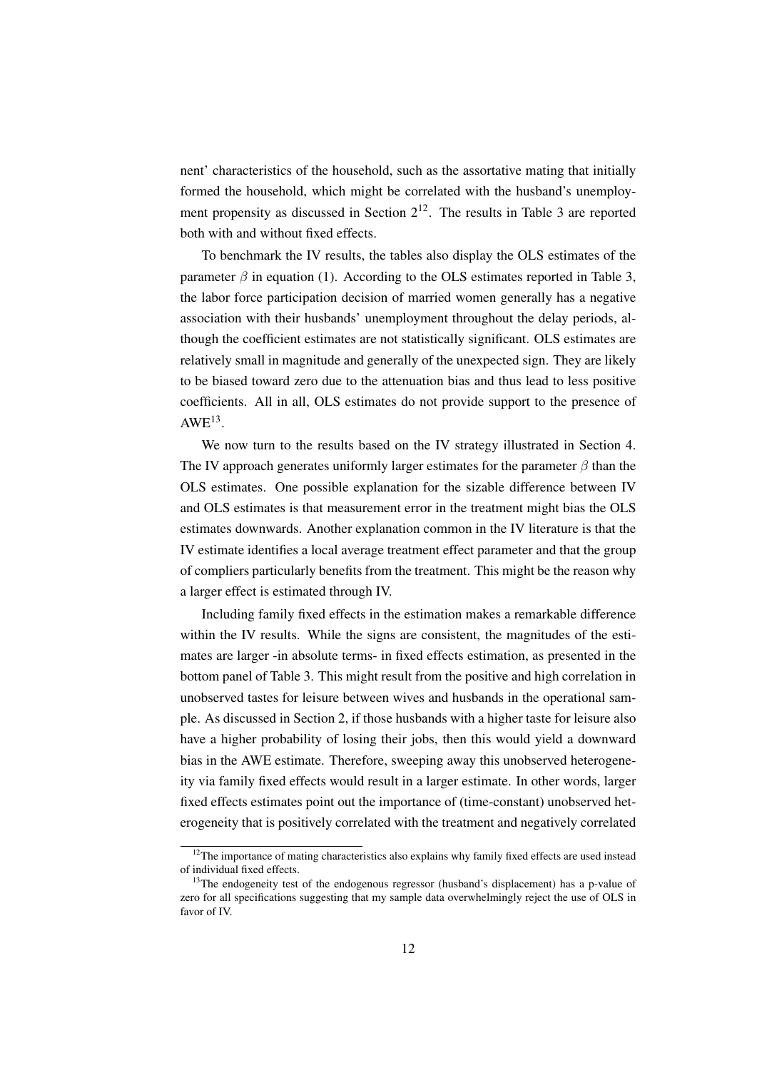nent' characteristics of the household, such as the assortative mating that initially formed the household, which might be correlated with the husband's unemployment propensity as discussed in Section 2[12]. The results in Table 3 are reported both with and without fixed effects.

To benchmark the IV results, the tables also display the OLS estimates of the parameter $\beta$ in equation (1). According to the OLS estimates reported in Table 3, the labor force participation decision of married women generally has a negative association with their husbands' unemployment throughout the delay periods, although the coefficient estimates are not statistically significant. OLS estimates are relatively small in magnitude and generally of the unexpected sign. They are likely to be biased toward zero due to the attenuation bias and thus lead to less positive coefficients. All in all, OLS estimates do not provide support to the presence of AWE[13].

We now turn to the results based on the IV strategy illustrated in Section 4. The IV approach generates uniformly larger estimates for the parameter $\beta$ than the OLS estimates. One possible explanation for the sizable difference between IV and OLS estimates is that measurement error in the treatment might bias the OLS estimates downwards. Another explanation common in the IV literature is that the IV estimate identifies a local average treatment effect parameter and that the group of compliers particularly benefits from the treatment. This might be the reason why a larger effect is estimated through IV.

Including family fixed effects in the estimation makes a remarkable difference within the IV results. While the signs are consistent, the magnitudes of the estimates are larger -in absolute terms- in fixed effects estimation, as presented in the bottom panel of Table 3. This might result from the positive and high correlation in unobserved tastes for leisure between wives and husbands in the operational sample. As discussed in Section 2, if those husbands with a higher taste for leisure also have a higher probability of losing their jobs, then this would yield a downward bias in the AWE estimate. Therefore, sweeping away this unobserved heterogeneity via family fixed effects would result in a larger estimate. In other words, larger fixed effects estimates point out the importance of (time-constant) unobserved heterogeneity that is positively correlated with the treatment and negatively correlated

[12] The importance of mating characteristics also explains why family fixed effects are used instead of individual fixed effects.

[13] The endogeneity test of the endogenous regressor (husband's displacement) has a p-value of zero for all specifications suggesting that my sample data overwhelmingly reject the use of OLS in favor of IV.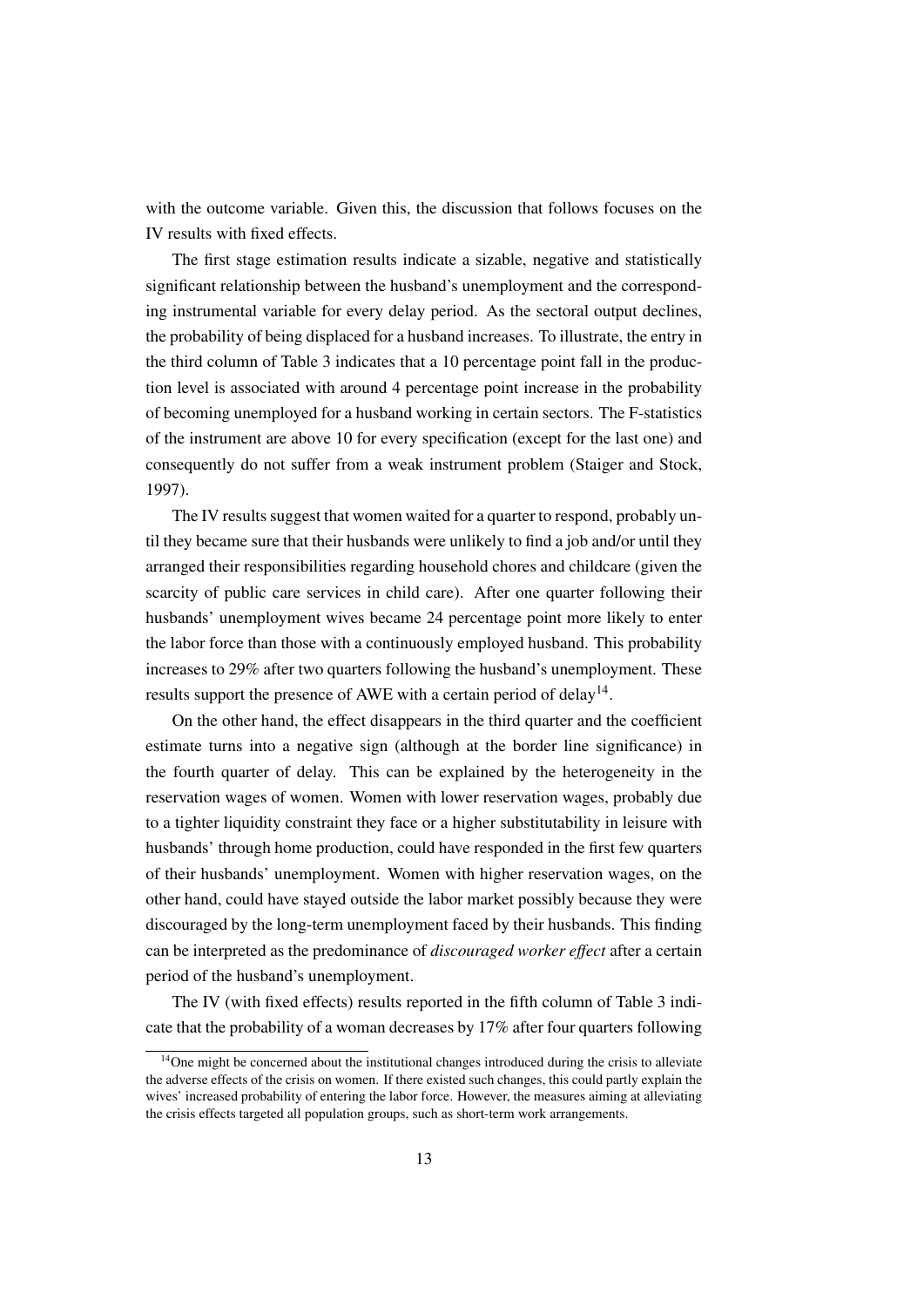with the outcome variable. Given this, the discussion that follows focuses on the IV results with fixed effects.

The first stage estimation results indicate a sizable, negative and statistically significant relationship between the husband's unemployment and the corresponding instrumental variable for every delay period. As the sectoral output declines, the probability of being displaced for a husband increases. To illustrate, the entry in the third column of Table 3 indicates that a 10 percentage point fall in the production level is associated with around 4 percentage point increase in the probability of becoming unemployed for a husband working in certain sectors. The F-statistics of the instrument are above 10 for every specification (except for the last one) and consequently do not suffer from a weak instrument problem (Staiger and Stock, 1997).

The IV results suggest that women waited for a quarter to respond, probably until they became sure that their husbands were unlikely to find a job and/or until they arranged their responsibilities regarding household chores and childcare (given the scarcity of public care services in child care). After one quarter following their husbands' unemployment wives became 24 percentage point more likely to enter the labor force than those with a continuously employed husband. This probability increases to 29% after two quarters following the husband's unemployment. These results support the presence of AWE with a certain period of delay[14].

On the other hand, the effect disappears in the third quarter and the coefficient estimate turns into a negative sign (although at the border line significance) in the fourth quarter of delay. This can be explained by the heterogeneity in the reservation wages of women. Women with lower reservation wages, probably due to a tighter liquidity constraint they face or a higher substitutability in leisure with husbands' through home production, could have responded in the first few quarters of their husbands' unemployment. Women with higher reservation wages, on the other hand, could have stayed outside the labor market possibly because they were discouraged by the long-term unemployment faced by their husbands. This finding can be interpreted as the predominance of *discouraged worker effect* after a certain period of the husband's unemployment.

The IV (with fixed effects) results reported in the fifth column of Table 3 indicate that the probability of a woman decreases by 17% after four quarters following

[14] One might be concerned about the institutional changes introduced during the crisis to alleviate the adverse effects of the crisis on women. If there existed such changes, this could partly explain the wives' increased probability of entering the labor force. However, the measures aiming at alleviating the crisis effects targeted all population groups, such as short-term work arrangements.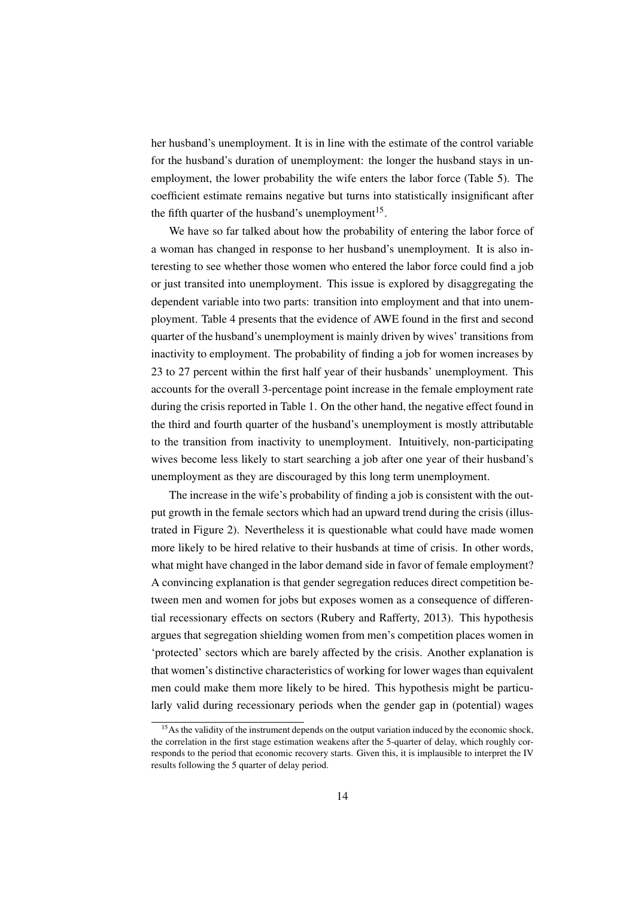her husband's unemployment. It is in line with the estimate of the control variable for the husband's duration of unemployment: the longer the husband stays in unemployment, the lower probability the wife enters the labor force (Table 5). The coefficient estimate remains negative but turns into statistically insignificant after the fifth quarter of the husband's unemployment[15].

We have so far talked about how the probability of entering the labor force of a woman has changed in response to her husband's unemployment. It is also interesting to see whether those women who entered the labor force could find a job or just transited into unemployment. This issue is explored by disaggregating the dependent variable into two parts: transition into employment and that into unemployment. Table 4 presents that the evidence of AWE found in the first and second quarter of the husband's unemployment is mainly driven by wives' transitions from inactivity to employment. The probability of finding a job for women increases by 23 to 27 percent within the first half year of their husbands' unemployment. This accounts for the overall 3-percentage point increase in the female employment rate during the crisis reported in Table 1. On the other hand, the negative effect found in the third and fourth quarter of the husband's unemployment is mostly attributable to the transition from inactivity to unemployment. Intuitively, non-participating wives become less likely to start searching a job after one year of their husband's unemployment as they are discouraged by this long term unemployment.

The increase in the wife's probability of finding a job is consistent with the output growth in the female sectors which had an upward trend during the crisis (illustrated in Figure 2). Nevertheless it is questionable what could have made women more likely to be hired relative to their husbands at time of crisis. In other words, what might have changed in the labor demand side in favor of female employment? A convincing explanation is that gender segregation reduces direct competition between men and women for jobs but exposes women as a consequence of differential recessionary effects on sectors (Rubery and Rafferty, 2013). This hypothesis argues that segregation shielding women from men's competition places women in 'protected' sectors which are barely affected by the crisis. Another explanation is that women's distinctive characteristics of working for lower wages than equivalent men could make them more likely to be hired. This hypothesis might be particularly valid during recessionary periods when the gender gap in (potential) wages

[15] As the validity of the instrument depends on the output variation induced by the economic shock, the correlation in the first stage estimation weakens after the 5-quarter of delay, which roughly corresponds to the period that economic recovery starts. Given this, it is implausible to interpret the IV results following the 5 quarter of delay period.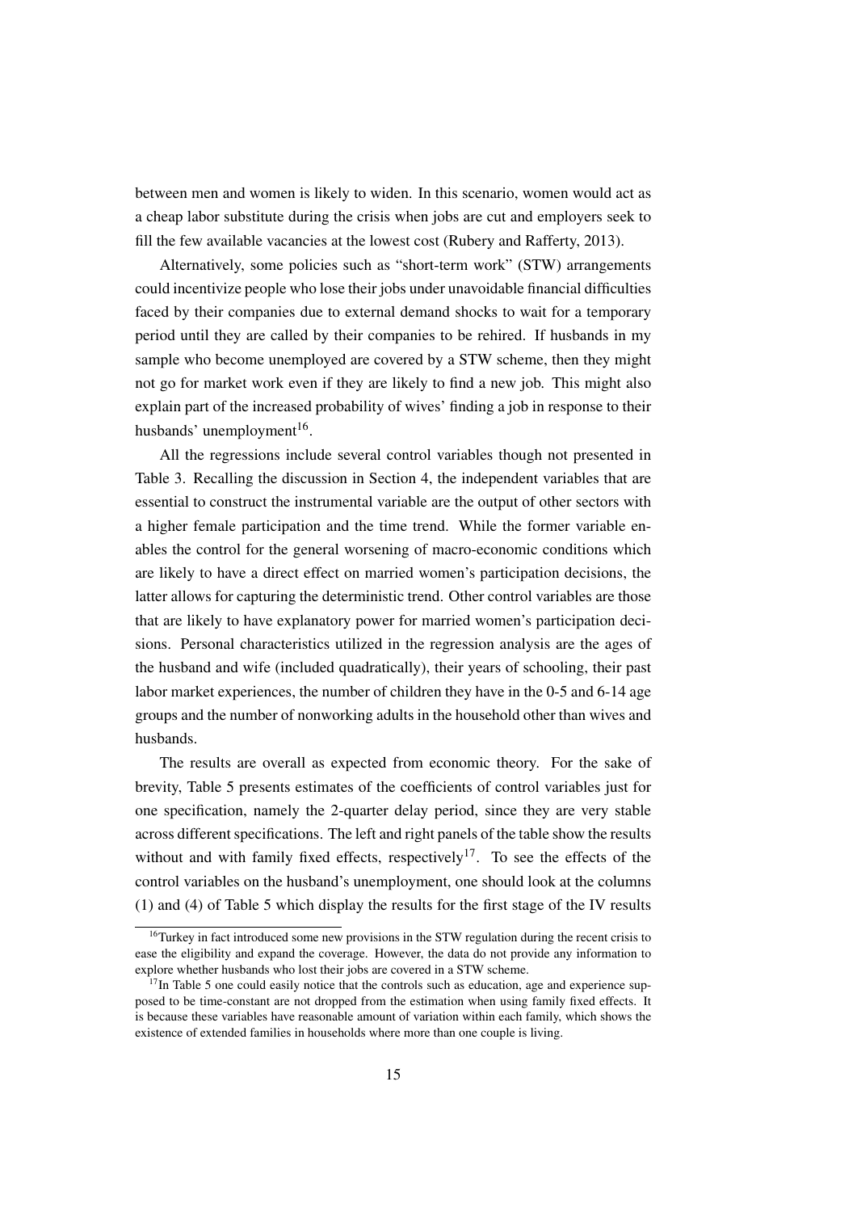between men and women is likely to widen. In this scenario, women would act as a cheap labor substitute during the crisis when jobs are cut and employers seek to fill the few available vacancies at the lowest cost (Rubery and Rafferty, 2013).

Alternatively, some policies such as "short-term work" (STW) arrangements could incentivize people who lose their jobs under unavoidable financial difficulties faced by their companies due to external demand shocks to wait for a temporary period until they are called by their companies to be rehired. If husbands in my sample who become unemployed are covered by a STW scheme, then they might not go for market work even if they are likely to find a new job. This might also explain part of the increased probability of wives' finding a job in response to their husbands' unemployment[16].

All the regressions include several control variables though not presented in Table 3. Recalling the discussion in Section 4, the independent variables that are essential to construct the instrumental variable are the output of other sectors with a higher female participation and the time trend. While the former variable enables the control for the general worsening of macro-economic conditions which are likely to have a direct effect on married women's participation decisions, the latter allows for capturing the deterministic trend. Other control variables are those that are likely to have explanatory power for married women's participation decisions. Personal characteristics utilized in the regression analysis are the ages of the husband and wife (included quadratically), their years of schooling, their past labor market experiences, the number of children they have in the 0-5 and 6-14 age groups and the number of nonworking adults in the household other than wives and husbands.

The results are overall as expected from economic theory. For the sake of brevity, Table 5 presents estimates of the coefficients of control variables just for one specification, namely the 2-quarter delay period, since they are very stable across different specifications. The left and right panels of the table show the results without and with family fixed effects, respectively[17]. To see the effects of the control variables on the husband's unemployment, one should look at the columns (1) and (4) of Table 5 which display the results for the first stage of the IV results

[16] Turkey in fact introduced some new provisions in the STW regulation during the recent crisis to ease the eligibility and expand the coverage. However, the data do not provide any information to explore whether husbands who lost their jobs are covered in a STW scheme.

[17] In Table 5 one could easily notice that the controls such as education, age and experience supposed to be time-constant are not dropped from the estimation when using family fixed effects. It is because these variables have reasonable amount of variation within each family, which shows the existence of extended families in households where more than one couple is living.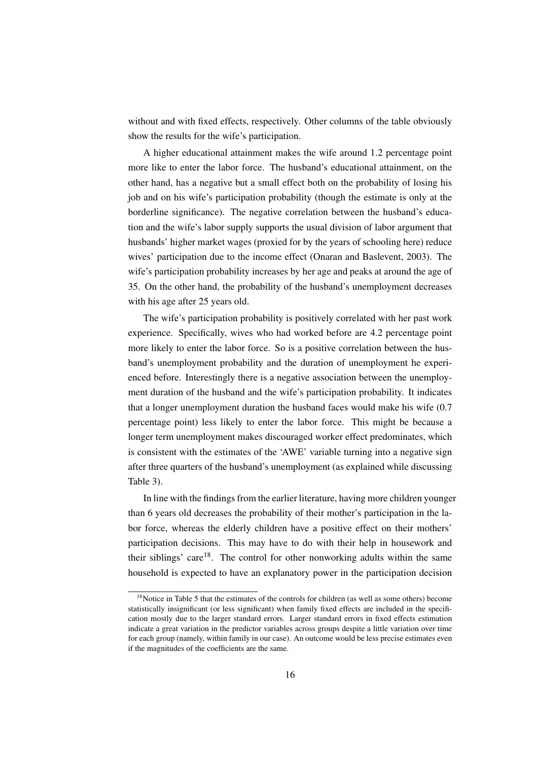without and with fixed effects, respectively. Other columns of the table obviously show the results for the wife's participation.

A higher educational attainment makes the wife around 1.2 percentage point more like to enter the labor force. The husband's educational attainment, on the other hand, has a negative but a small effect both on the probability of losing his job and on his wife's participation probability (though the estimate is only at the borderline significance). The negative correlation between the husband's education and the wife's labor supply supports the usual division of labor argument that husbands' higher market wages (proxied for by the years of schooling here) reduce wives' participation due to the income effect (Onaran and Baslevent, 2003). The wife's participation probability increases by her age and peaks at around the age of 35. On the other hand, the probability of the husband's unemployment decreases with his age after 25 years old.

The wife's participation probability is positively correlated with her past work experience. Specifically, wives who had worked before are 4.2 percentage point more likely to enter the labor force. So is a positive correlation between the husband's unemployment probability and the duration of unemployment he experienced before. Interestingly there is a negative association between the unemployment duration of the husband and the wife's participation probability. It indicates that a longer unemployment duration the husband faces would make his wife (0.7 percentage point) less likely to enter the labor force. This might be because a longer term unemployment makes discouraged worker effect predominates, which is consistent with the estimates of the 'AWE' variable turning into a negative sign after three quarters of the husband's unemployment (as explained while discussing Table 3).

In line with the findings from the earlier literature, having more children younger than 6 years old decreases the probability of their mother's participation in the labor force, whereas the elderly children have a positive effect on their mothers' participation decisions. This may have to do with their help in housework and their siblings' care[18]. The control for other nonworking adults within the same household is expected to have an explanatory power in the participation decision

[18]Notice in Table 5 that the estimates of the controls for children (as well as some others) become statistically insignificant (or less significant) when family fixed effects are included in the specification mostly due to the larger standard errors. Larger standard errors in fixed effects estimation indicate a great variation in the predictor variables across groups despite a little variation over time for each group (namely, within family in our case). An outcome would be less precise estimates even if the magnitudes of the coefficients are the same.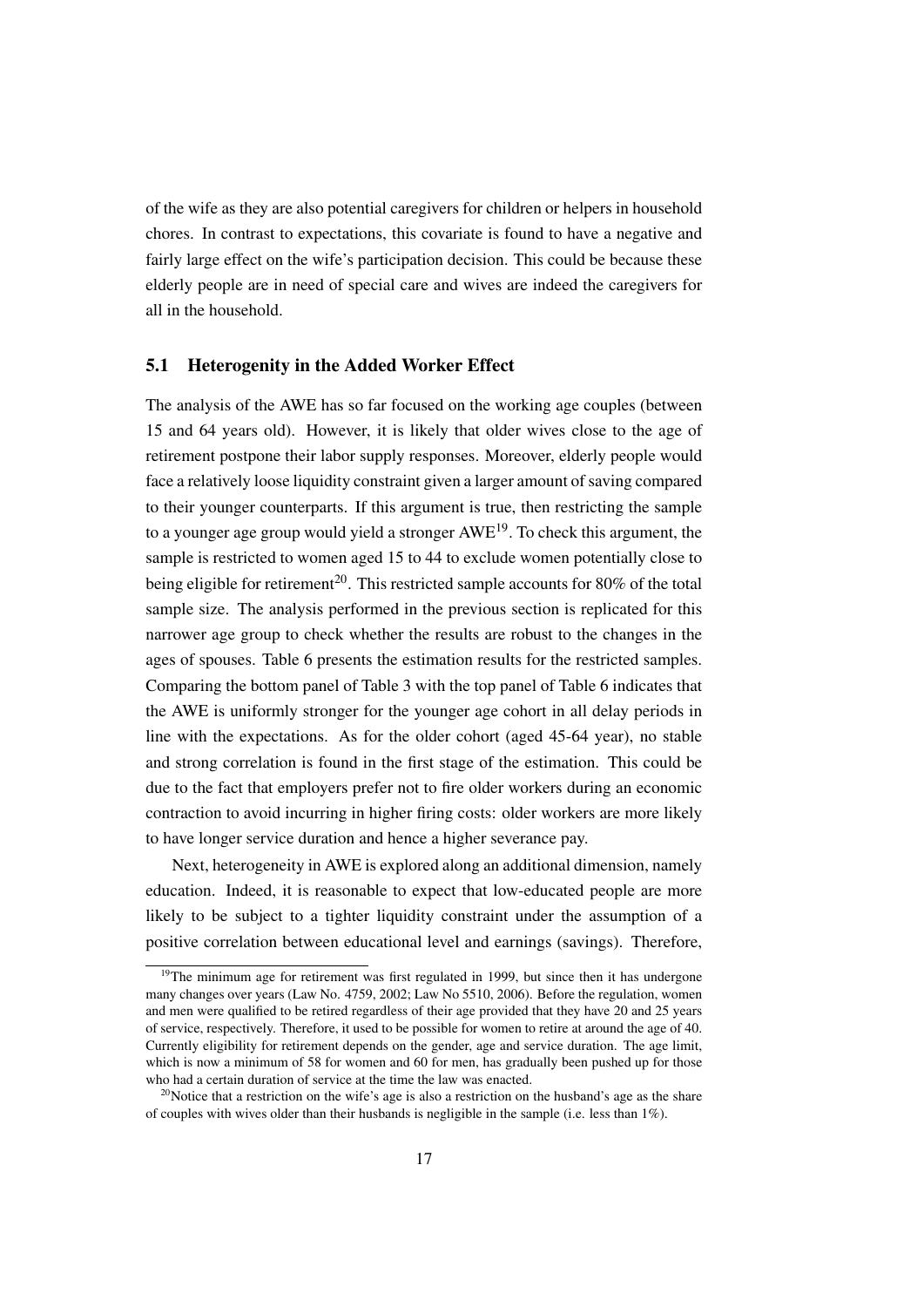of the wife as they are also potential caregivers for children or helpers in household chores. In contrast to expectations, this covariate is found to have a negative and fairly large effect on the wife's participation decision. This could be because these elderly people are in need of special care and wives are indeed the caregivers for all in the household.

## 5.1 Heterogenity in the Added Worker Effect

The analysis of the AWE has so far focused on the working age couples (between 15 and 64 years old). However, it is likely that older wives close to the age of retirement postpone their labor supply responses. Moreover, elderly people would face a relatively loose liquidity constraint given a larger amount of saving compared to their younger counterparts. If this argument is true, then restricting the sample to a younger age group would yield a stronger AWE[19]. To check this argument, the sample is restricted to women aged 15 to 44 to exclude women potentially close to being eligible for retirement[20]. This restricted sample accounts for 80% of the total sample size. The analysis performed in the previous section is replicated for this narrower age group to check whether the results are robust to the changes in the ages of spouses. Table 6 presents the estimation results for the restricted samples. Comparing the bottom panel of Table 3 with the top panel of Table 6 indicates that the AWE is uniformly stronger for the younger age cohort in all delay periods in line with the expectations. As for the older cohort (aged 45-64 year), no stable and strong correlation is found in the first stage of the estimation. This could be due to the fact that employers prefer not to fire older workers during an economic contraction to avoid incurring in higher firing costs: older workers are more likely to have longer service duration and hence a higher severance pay.

Next, heterogeneity in AWE is explored along an additional dimension, namely education. Indeed, it is reasonable to expect that low-educated people are more likely to be subject to a tighter liquidity constraint under the assumption of a positive correlation between educational level and earnings (savings). Therefore,

---

[19]The minimum age for retirement was first regulated in 1999, but since then it has undergone many changes over years (Law No. 4759, 2002; Law No 5510, 2006). Before the regulation, women and men were qualified to be retired regardless of their age provided that they have 20 and 25 years of service, respectively. Therefore, it used to be possible for women to retire at around the age of 40. Currently eligibility for retirement depends on the gender, age and service duration. The age limit, which is now a minimum of 58 for women and 60 for men, has gradually been pushed up for those who had a certain duration of service at the time the law was enacted.

[20]Notice that a restriction on the wife's age is also a restriction on the husband's age as the share of couples with wives older than their husbands is negligible in the sample (i.e. less than 1%).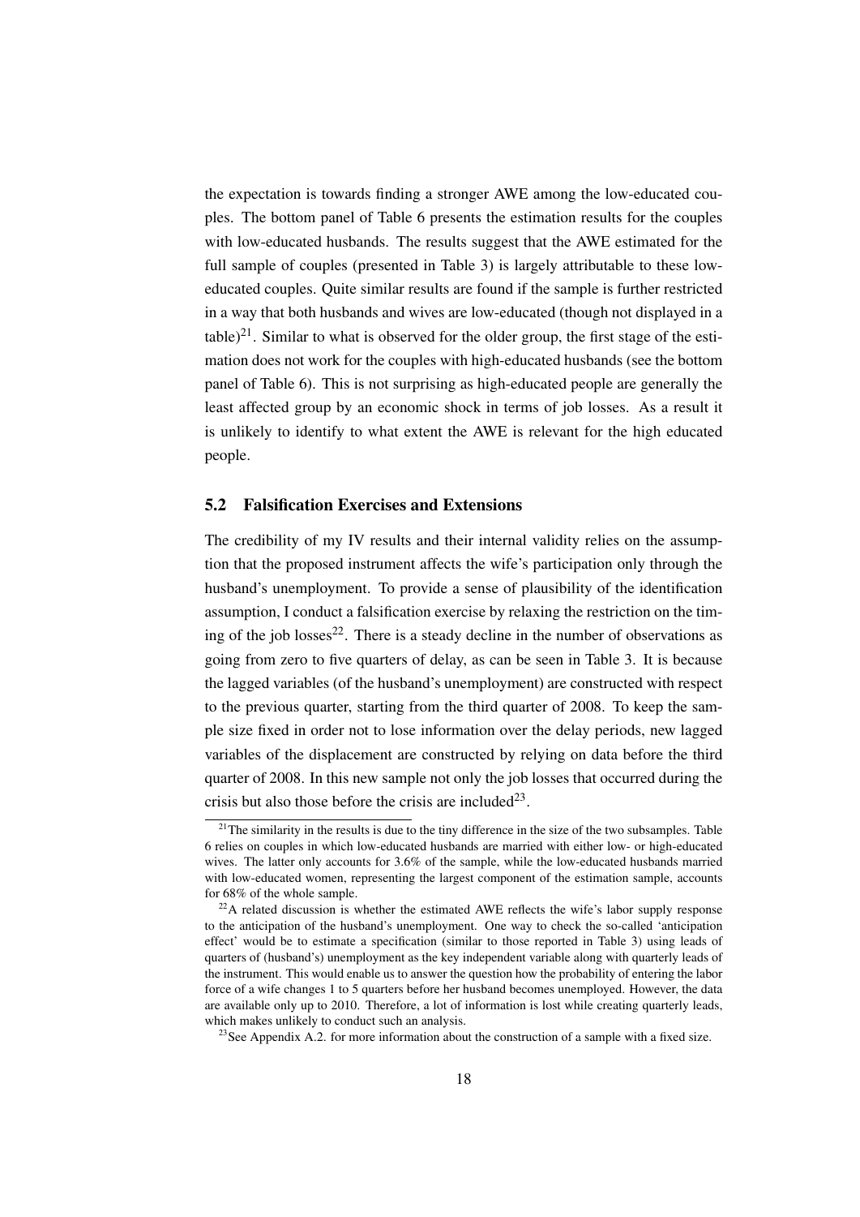the expectation is towards finding a stronger AWE among the low-educated couples. The bottom panel of Table 6 presents the estimation results for the couples with low-educated husbands. The results suggest that the AWE estimated for the full sample of couples (presented in Table 3) is largely attributable to these low-educated couples. Quite similar results are found if the sample is further restricted in a way that both husbands and wives are low-educated (though not displayed in a table)[21]. Similar to what is observed for the older group, the first stage of the estimation does not work for the couples with high-educated husbands (see the bottom panel of Table 6). This is not surprising as high-educated people are generally the least affected group by an economic shock in terms of job losses. As a result it is unlikely to identify to what extent the AWE is relevant for the high educated people.

## 5.2 Falsification Exercises and Extensions

The credibility of my IV results and their internal validity relies on the assumption that the proposed instrument affects the wife's participation only through the husband's unemployment. To provide a sense of plausibility of the identification assumption, I conduct a falsification exercise by relaxing the restriction on the timing of the job losses[22]. There is a steady decline in the number of observations as going from zero to five quarters of delay, as can be seen in Table 3. It is because the lagged variables (of the husband's unemployment) are constructed with respect to the previous quarter, starting from the third quarter of 2008. To keep the sample size fixed in order not to lose information over the delay periods, new lagged variables of the displacement are constructed by relying on data before the third quarter of 2008. In this new sample not only the job losses that occurred during the crisis but also those before the crisis are included[23].

[21] The similarity in the results is due to the tiny difference in the size of the two subsamples. Table 6 relies on couples in which low-educated husbands are married with either low- or high-educated wives. The latter only accounts for 3.6% of the sample, while the low-educated husbands married with low-educated women, representing the largest component of the estimation sample, accounts for 68% of the whole sample.

[22] A related discussion is whether the estimated AWE reflects the wife's labor supply response to the anticipation of the husband's unemployment. One way to check the so-called 'anticipation effect' would be to estimate a specification (similar to those reported in Table 3) using leads of quarters of (husband's) unemployment as the key independent variable along with quarterly leads of the instrument. This would enable us to answer the question how the probability of entering the labor force of a wife changes 1 to 5 quarters before her husband becomes unemployed. However, the data are available only up to 2010. Therefore, a lot of information is lost while creating quarterly leads, which makes unlikely to conduct such an analysis.

[23] See Appendix A.2. for more information about the construction of a sample with a fixed size.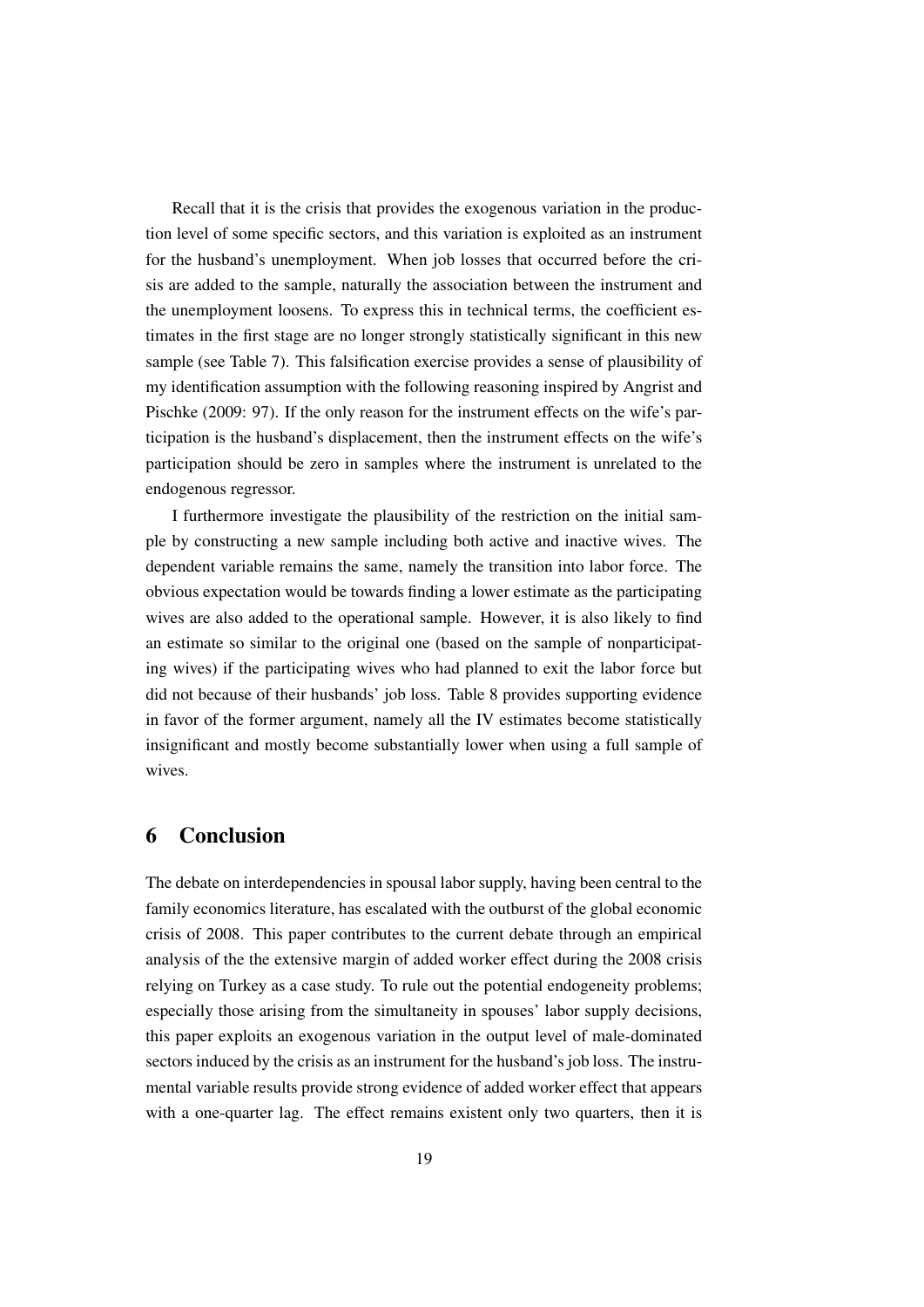Recall that it is the crisis that provides the exogenous variation in the production level of some specific sectors, and this variation is exploited as an instrument for the husband's unemployment. When job losses that occurred before the crisis are added to the sample, naturally the association between the instrument and the unemployment loosens. To express this in technical terms, the coefficient estimates in the first stage are no longer strongly statistically significant in this new sample (see Table 7). This falsification exercise provides a sense of plausibility of my identification assumption with the following reasoning inspired by Angrist and Pischke (2009: 97). If the only reason for the instrument effects on the wife's participation is the husband's displacement, then the instrument effects on the wife's participation should be zero in samples where the instrument is unrelated to the endogenous regressor.

I furthermore investigate the plausibility of the restriction on the initial sample by constructing a new sample including both active and inactive wives. The dependent variable remains the same, namely the transition into labor force. The obvious expectation would be towards finding a lower estimate as the participating wives are also added to the operational sample. However, it is also likely to find an estimate so similar to the original one (based on the sample of nonparticipating wives) if the participating wives who had planned to exit the labor force but did not because of their husbands' job loss. Table 8 provides supporting evidence in favor of the former argument, namely all the IV estimates become statistically insignificant and mostly become substantially lower when using a full sample of wives.

# 6 Conclusion

The debate on interdependencies in spousal labor supply, having been central to the family economics literature, has escalated with the outburst of the global economic crisis of 2008. This paper contributes to the current debate through an empirical analysis of the the extensive margin of added worker effect during the 2008 crisis relying on Turkey as a case study. To rule out the potential endogeneity problems; especially those arising from the simultaneity in spouses' labor supply decisions, this paper exploits an exogenous variation in the output level of male-dominated sectors induced by the crisis as an instrument for the husband's job loss. The instrumental variable results provide strong evidence of added worker effect that appears with a one-quarter lag. The effect remains existent only two quarters, then it is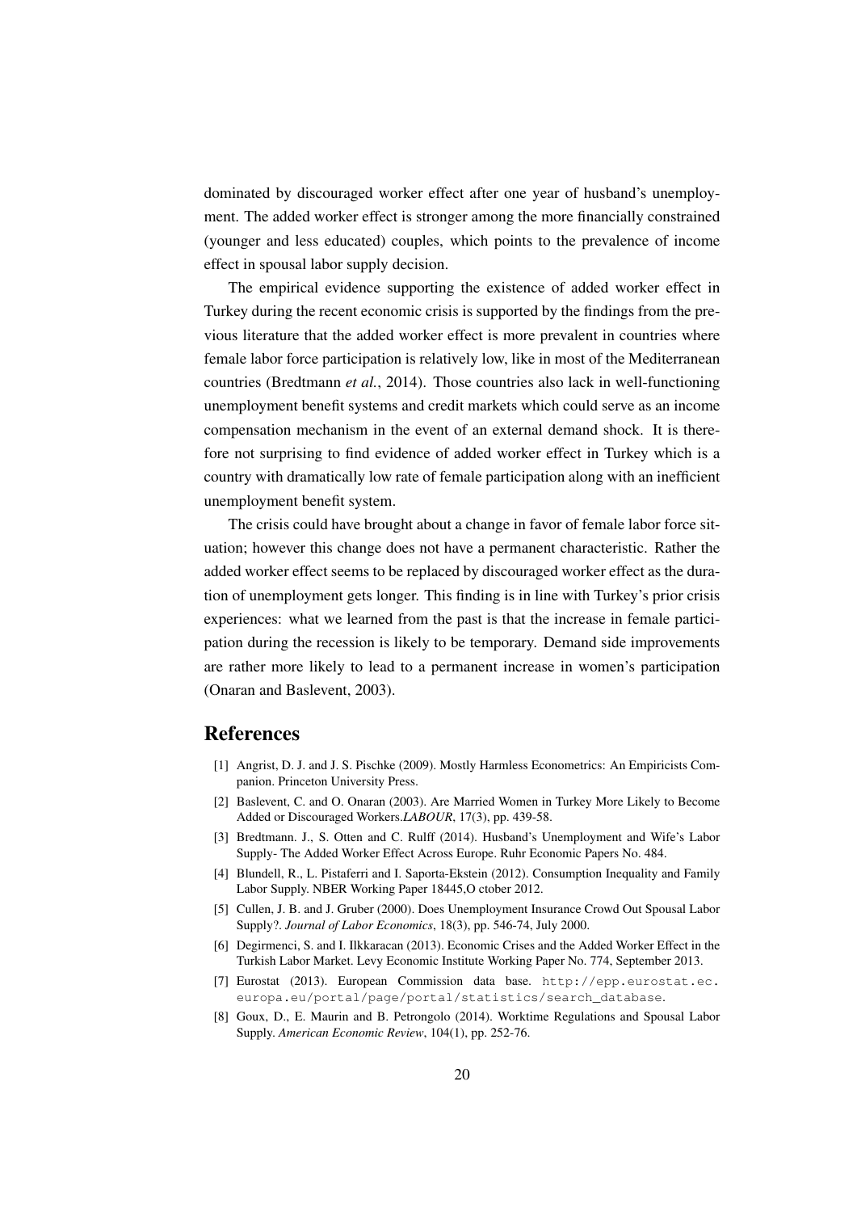dominated by discouraged worker effect after one year of husband's unemployment. The added worker effect is stronger among the more financially constrained (younger and less educated) couples, which points to the prevalence of income effect in spousal labor supply decision.

The empirical evidence supporting the existence of added worker effect in Turkey during the recent economic crisis is supported by the findings from the previous literature that the added worker effect is more prevalent in countries where female labor force participation is relatively low, like in most of the Mediterranean countries (Bredtmann *et al.*, 2014). Those countries also lack in well-functioning unemployment benefit systems and credit markets which could serve as an income compensation mechanism in the event of an external demand shock. It is therefore not surprising to find evidence of added worker effect in Turkey which is a country with dramatically low rate of female participation along with an inefficient unemployment benefit system.

The crisis could have brought about a change in favor of female labor force situation; however this change does not have a permanent characteristic. Rather the added worker effect seems to be replaced by discouraged worker effect as the duration of unemployment gets longer. This finding is in line with Turkey's prior crisis experiences: what we learned from the past is that the increase in female participation during the recession is likely to be temporary. Demand side improvements are rather more likely to lead to a permanent increase in women's participation (Onaran and Baslevent, 2003).

## References

[1] Angrist, D. J. and J. S. Pischke (2009). Mostly Harmless Econometrics: An Empiricists Companion. Princeton University Press.

[2] Baslevent, C. and O. Onaran (2003). Are Married Women in Turkey More Likely to Become Added or Discouraged Workers.*LABOUR*, 17(3), pp. 439-58.

[3] Bredtmann. J., S. Otten and C. Rulff (2014). Husband's Unemployment and Wife's Labor Supply- The Added Worker Effect Across Europe. Ruhr Economic Papers No. 484.

[4] Blundell, R., L. Pistaferri and I. Saporta-Ekstein (2012). Consumption Inequality and Family Labor Supply. NBER Working Paper 18445,O ctober 2012.

[5] Cullen, J. B. and J. Gruber (2000). Does Unemployment Insurance Crowd Out Spousal Labor Supply?. *Journal of Labor Economics*, 18(3), pp. 546-74, July 2000.

[6] Degirmenci, S. and I. Ilkkaracan (2013). Economic Crises and the Added Worker Effect in the Turkish Labor Market. Levy Economic Institute Working Paper No. 774, September 2013.

[7] Eurostat (2013). European Commission data base. http://epp.eurostat.ec.europa.eu/portal/page/portal/statistics/search_database.

[8] Goux, D., E. Maurin and B. Petrongolo (2014). Worktime Regulations and Spousal Labor Supply. *American Economic Review*, 104(1), pp. 252-76.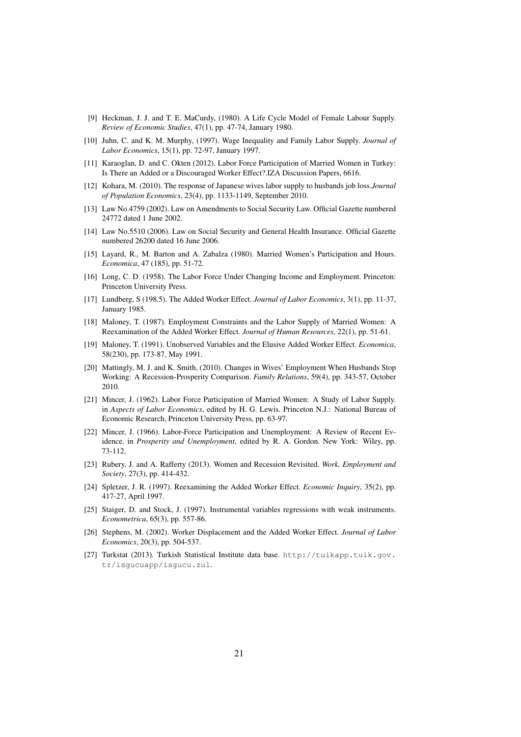[9] Heckman, J. J. and T. E. MaCurdy, (1980). A Life Cycle Model of Female Labour Supply. *Review of Economic Studies*, 47(1), pp. 47-74, January 1980.

[10] Juhn, C. and K. M. Murphy, (1997). Wage Inequality and Family Labor Supply. *Journal of Labor Economics*, 15(1), pp. 72-97, January 1997.

[11] Karaoglan, D. and C. Okten (2012). Labor Force Participation of Married Women in Turkey: Is There an Added or a Discouraged Worker Effect?.IZA Discussion Papers, 6616.

[12] Kohara, M. (2010). The response of Japanese wives labor supply to husbands job loss.*Journal of Population Economics*, 23(4), pp. 1133-1149, September 2010.

[13] Law No.4759 (2002). Law on Amendments to Social Security Law. Official Gazette numbered 24772 dated 1 June 2002.

[14] Law No.5510 (2006). Law on Social Security and General Health Insurance. Official Gazette numbered 26200 dated 16 June 2006.

[15] Layard, R., M. Barton and A. Zabalza (1980). Married Women's Participation and Hours. *Economica*, 47 (185), pp. 51-72.

[16] Long, C. D. (1958). The Labor Force Under Changing Income and Employment. Princeton: Princeton University Press.

[17] Lundberg, S (198.5). The Added Worker Effect. *Journal of Labor Economics*, 3(1), pp. 11-37, January 1985.

[18] Maloney, T. (1987). Employment Constraints and the Labor Supply of Married Women: A Reexamination of the Added Worker Effect. *Journal of Human Resources*, 22(1), pp. 51-61.

[19] Maloney, T. (1991). Unobserved Variables and the Elusive Added Worker Effect. *Economica*, 58(230), pp. 173-87, May 1991.

[20] Mattingly, M. J. and K. Smith, (2010). Changes in Wives' Employment When Husbands Stop Working: A Recession-Prosperity Comparison. *Family Relations*, 59(4), pp. 343-57, October 2010.

[21] Mincer, J. (1962). Labor Force Participation of Married Women: A Study of Labor Supply. in *Aspects of Labor Economics*, edited by H. G. Lewis. Princeton N.J.: National Bureau of Economic Research, Princeton University Press, pp. 63-97.

[22] Mincer, J. (1966). Labor-Force Participation and Unemployment: A Review of Recent Evidence. in *Prosperity and Unemployment*, edited by R. A. Gordon. New York: Wiley, pp. 73-112.

[23] Rubery, J. and A. Rafferty (2013). Women and Recession Revisited. *Work, Employment and Society*, 27(3), pp. 414-432.

[24] Spletzer, J. R. (1997). Reexamining the Added Worker Effect. *Economic Inquiry*, 35(2), pp. 417-27, April 1997.

[25] Staiger, D. and Stock, J. (1997). Instrumental variables regressions with weak instruments. *Econometrica*, 65(3), pp. 557-86.

[26] Stephens, M. (2002). Worker Displacement and the Added Worker Effect. *Journal of Labor Economics*, 20(3), pp. 504-537.

[27] Turkstat (2013). Turkish Statistical Institute data base. `http://tuikapp.tuik.gov.tr/isgucuapp/isgucu.zul`.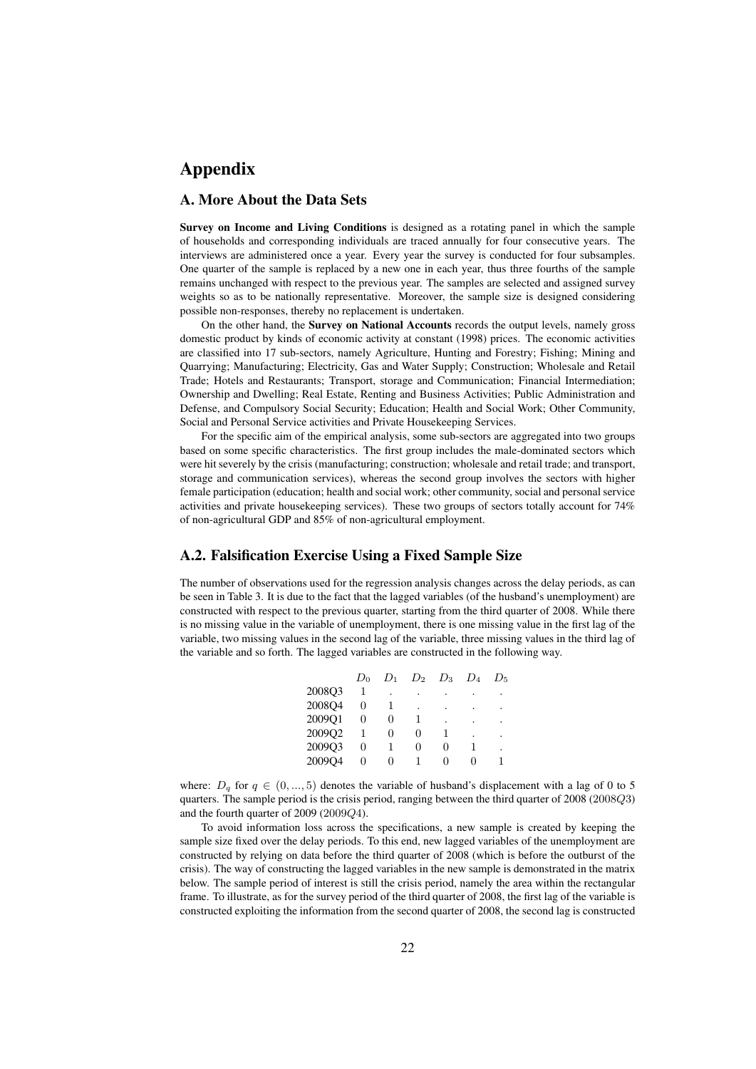# Appendix

## A. More About the Data Sets

**Survey on Income and Living Conditions** is designed as a rotating panel in which the sample of households and corresponding individuals are traced annually for four consecutive years. The interviews are administered once a year. Every year the survey is conducted for four subsamples. One quarter of the sample is replaced by a new one in each year, thus three fourths of the sample remains unchanged with respect to the previous year. The samples are selected and assigned survey weights so as to be nationally representative. Moreover, the sample size is designed considering possible non-responses, thereby no replacement is undertaken.

On the other hand, the **Survey on National Accounts** records the output levels, namely gross domestic product by kinds of economic activity at constant (1998) prices. The economic activities are classified into 17 sub-sectors, namely Agriculture, Hunting and Forestry; Fishing; Mining and Quarrying; Manufacturing; Electricity, Gas and Water Supply; Construction; Wholesale and Retail Trade; Hotels and Restaurants; Transport, storage and Communication; Financial Intermediation; Ownership and Dwelling; Real Estate, Renting and Business Activities; Public Administration and Defense, and Compulsory Social Security; Education; Health and Social Work; Other Community, Social and Personal Service activities and Private Housekeeping Services.

For the specific aim of the empirical analysis, some sub-sectors are aggregated into two groups based on some specific characteristics. The first group includes the male-dominated sectors which were hit severely by the crisis (manufacturing; construction; wholesale and retail trade; and transport, storage and communication services), whereas the second group involves the sectors with higher female participation (education; health and social work; other community, social and personal service activities and private housekeeping services). These two groups of sectors totally account for 74% of non-agricultural GDP and 85% of non-agricultural employment.

## A.2. Falsification Exercise Using a Fixed Sample Size

The number of observations used for the regression analysis changes across the delay periods, as can be seen in Table 3. It is due to the fact that the lagged variables (of the husband's unemployment) are constructed with respect to the previous quarter, starting from the third quarter of 2008. While there is no missing value in the variable of unemployment, there is one missing value in the first lag of the variable, two missing values in the second lag of the variable, three missing values in the third lag of the variable and so forth. The lagged variables are constructed in the following way.

|  | $D_0$ | $D_1$ | $D_2$ | $D_3$ | $D_4$ | $D_5$ |
|---|---|---|---|---|---|---|
| 2008Q3 | 1 | . | . | . | . | . |
| 2008Q4 | 0 | 1 | . | . | . | . |
| 2009Q1 | 0 | 0 | 1 | . | . | . |
| 2009Q2 | 1 | 0 | 0 | 1 | . | . |
| 2009Q3 | 0 | 1 | 0 | 0 | 1 | . |
| 2009Q4 | 0 | 0 | 1 | 0 | 0 | 1 |

where: $D_q$ for $q \in (0, ..., 5)$ denotes the variable of husband's displacement with a lag of 0 to 5 quarters. The sample period is the crisis period, ranging between the third quarter of 2008 (2008$Q3$) and the fourth quarter of 2009 (2009$Q4$).

To avoid information loss across the specifications, a new sample is created by keeping the sample size fixed over the delay periods. To this end, new lagged variables of the unemployment are constructed by relying on data before the third quarter of 2008 (which is before the outburst of the crisis). The way of constructing the lagged variables in the new sample is demonstrated in the matrix below. The sample period of interest is still the crisis period, namely the area within the rectangular frame. To illustrate, as for the survey period of the third quarter of 2008, the first lag of the variable is constructed exploiting the information from the second quarter of 2008, the second lag is constructed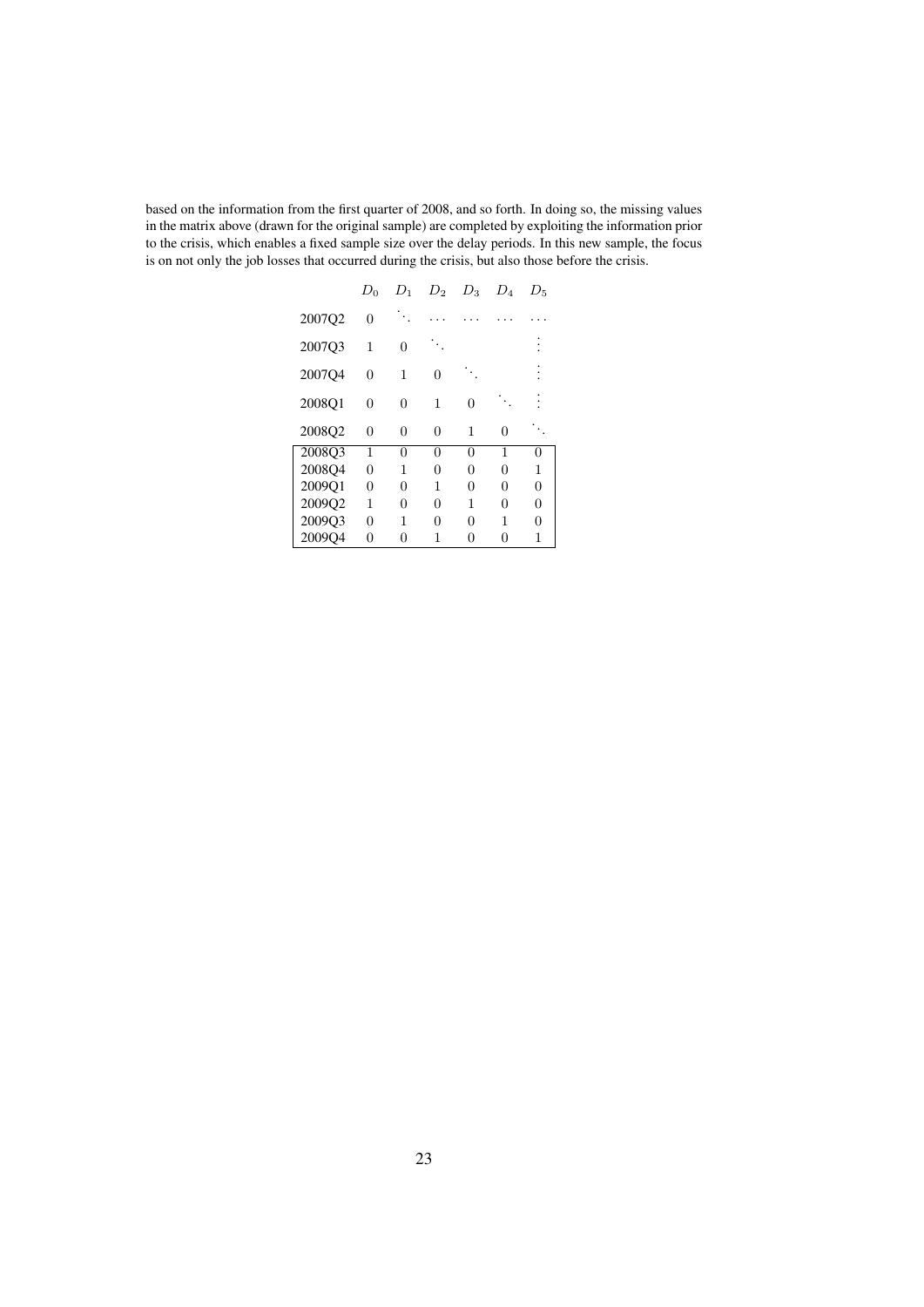based on the information from the first quarter of 2008, and so forth. In doing so, the missing values in the matrix above (drawn for the original sample) are completed by exploiting the information prior to the crisis, which enables a fixed sample size over the delay periods. In this new sample, the focus is on not only the job losses that occurred during the crisis, but also those before the crisis.

| | $D_0$ | $D_1$ | $D_2$ | $D_3$ | $D_4$ | $D_5$ |
|---|---|---|---|---|---|---|
| 2007Q2 | 0 | $\ddots$ | $\cdots$ | $\cdots$ | $\cdots$ | $\cdots$ |
| 2007Q3 | 1 | 0 | $\ddots$ | | | $\vdots$ |
| 2007Q4 | 0 | 1 | 0 | $\ddots$ | | $\vdots$ |
| 2008Q1 | 0 | 0 | 1 | 0 | $\ddots$ | $\vdots$ |
| 2008Q2 | 0 | 0 | 0 | 1 | 0 | $\ddots$ |
| 2008Q3 | 1 | 0 | 0 | 0 | 1 | 0 |
| 2008Q4 | 0 | 1 | 0 | 0 | 0 | 1 |
| 2009Q1 | 0 | 0 | 1 | 0 | 0 | 0 |
| 2009Q2 | 1 | 0 | 0 | 1 | 0 | 0 |
| 2009Q3 | 0 | 1 | 0 | 0 | 1 | 0 |
| 2009Q4 | 0 | 0 | 1 | 0 | 0 | 1 |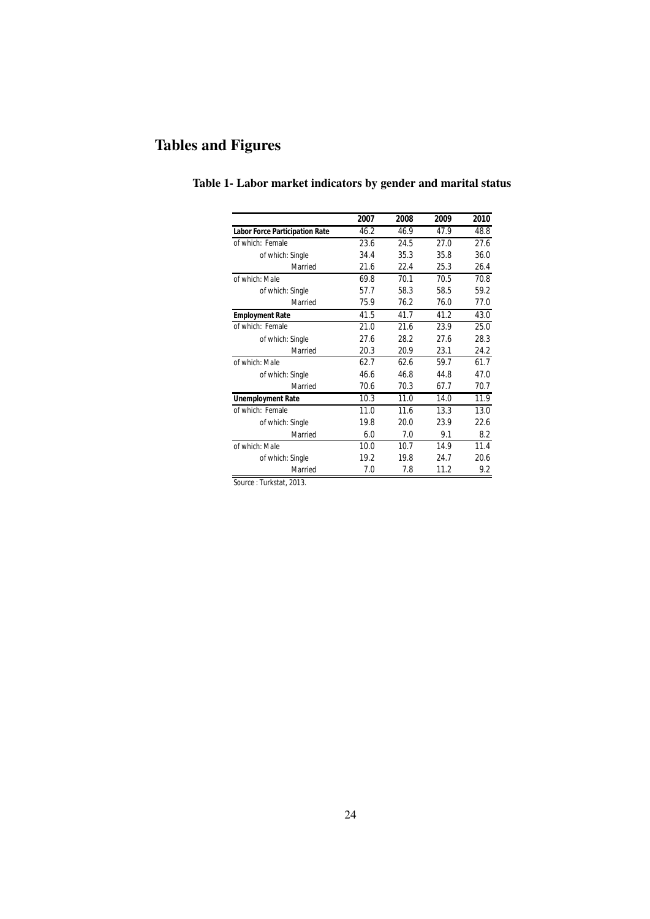# Tables and Figures

**Table 1- Labor market indicators by gender and marital status**

| | 2007 | 2008 | 2009 | 2010 |
|---|---|---|---|---|
| **Labor Force Participation Rate** | 46.2 | 46.9 | 47.9 | 48.8 |
| of which: Female | 23.6 | 24.5 | 27.0 | 27.6 |
| of which: Single | 34.4 | 35.3 | 35.8 | 36.0 |
| Married | 21.6 | 22.4 | 25.3 | 26.4 |
| of which: Male | 69.8 | 70.1 | 70.5 | 70.8 |
| of which: Single | 57.7 | 58.3 | 58.5 | 59.2 |
| Married | 75.9 | 76.2 | 76.0 | 77.0 |
| **Employment Rate** | 41.5 | 41.7 | 41.2 | 43.0 |
| of which: Female | 21.0 | 21.6 | 23.9 | 25.0 |
| of which: Single | 27.6 | 28.2 | 27.6 | 28.3 |
| Married | 20.3 | 20.9 | 23.1 | 24.2 |
| of which: Male | 62.7 | 62.6 | 59.7 | 61.7 |
| of which: Single | 46.6 | 46.8 | 44.8 | 47.0 |
| Married | 70.6 | 70.3 | 67.7 | 70.7 |
| **Unemployment Rate** | 10.3 | 11.0 | 14.0 | 11.9 |
| of which: Female | 11.0 | 11.6 | 13.3 | 13.0 |
| of which: Single | 19.8 | 20.0 | 23.9 | 22.6 |
| Married | 6.0 | 7.0 | 9.1 | 8.2 |
| of which: Male | 10.0 | 10.7 | 14.9 | 11.4 |
| of which: Single | 19.2 | 19.8 | 24.7 | 20.6 |
| Married | 7.0 | 7.8 | 11.2 | 9.2 |

Source : Turkstat, 2013.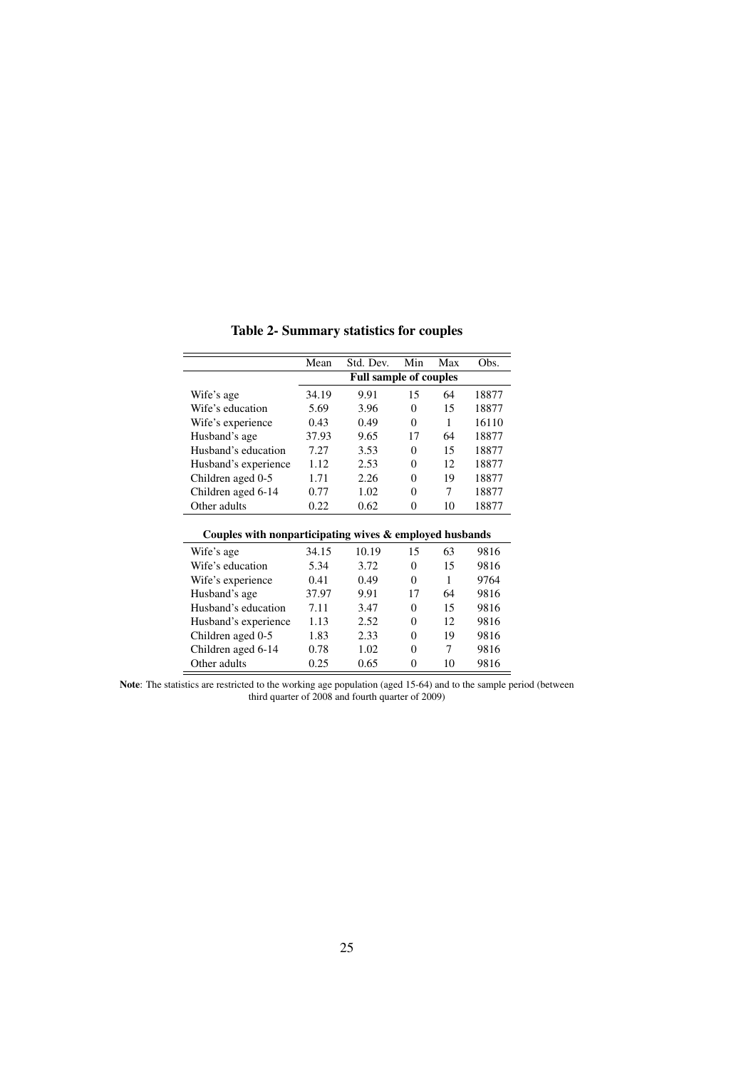**Table 2- Summary statistics for couples**

| | Mean | Std. Dev. | Min | Max | Obs. |
|---|---|---|---|---|---|
| | **Full sample of couples** | | | | |
| Wife's age | 34.19 | 9.91 | 15 | 64 | 18877 |
| Wife's education | 5.69 | 3.96 | 0 | 15 | 18877 |
| Wife's experience | 0.43 | 0.49 | 0 | 1 | 16110 |
| Husband's age | 37.93 | 9.65 | 17 | 64 | 18877 |
| Husband's education | 7.27 | 3.53 | 0 | 15 | 18877 |
| Husband's experience | 1.12 | 2.53 | 0 | 12 | 18877 |
| Children aged 0-5 | 1.71 | 2.26 | 0 | 19 | 18877 |
| Children aged 6-14 | 0.77 | 1.02 | 0 | 7 | 18877 |
| Other adults | 0.22 | 0.62 | 0 | 10 | 18877 |
| **Couples with nonparticipating wives & employed husbands** | | | | | |
| Wife's age | 34.15 | 10.19 | 15 | 63 | 9816 |
| Wife's education | 5.34 | 3.72 | 0 | 15 | 9816 |
| Wife's experience | 0.41 | 0.49 | 0 | 1 | 9764 |
| Husband's age | 37.97 | 9.91 | 17 | 64 | 9816 |
| Husband's education | 7.11 | 3.47 | 0 | 15 | 9816 |
| Husband's experience | 1.13 | 2.52 | 0 | 12 | 9816 |
| Children aged 0-5 | 1.83 | 2.33 | 0 | 19 | 9816 |
| Children aged 6-14 | 0.78 | 1.02 | 0 | 7 | 9816 |
| Other adults | 0.25 | 0.65 | 0 | 10 | 9816 |

**Note**: The statistics are restricted to the working age population (aged 15-64) and to the sample period (between third quarter of 2008 and fourth quarter of 2009)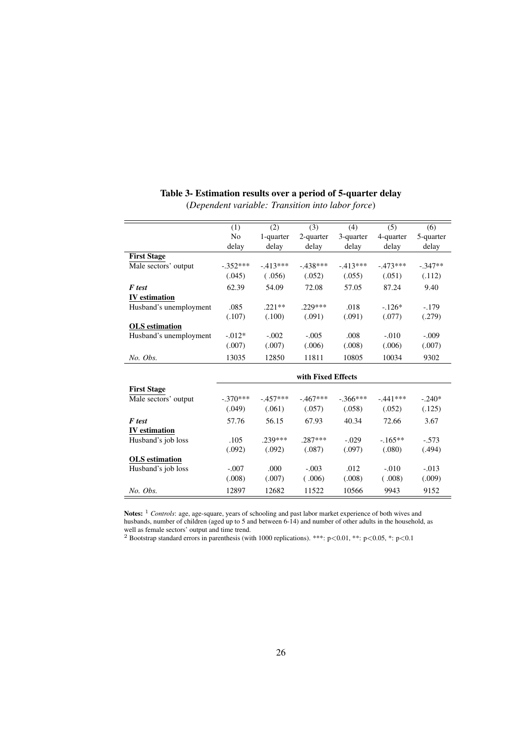**Table 3- Estimation results over a period of 5-quarter delay**

(*Dependent variable: Transition into labor force*)

| | (1) No delay | (2) 1-quarter delay | (3) 2-quarter delay | (4) 3-quarter delay | (5) 4-quarter delay | (6) 5-quarter delay |
|---|---|---|---|---|---|---|
| **First Stage** | | | | | | |
| Male sectors' output | -.352*** | -.413*** | -.438*** | -.413*** | -.473*** | -.347** |
| | (.045) | ( .056) | (.052) | (.055) | (.051) | (.112) |
| ***F test*** | 62.39 | 54.09 | 72.08 | 57.05 | 87.24 | 9.40 |
| **IV estimation** | | | | | | |
| Husband's unemployment | .085 | .221** | .229*** | .018 | -.126* | -.179 |
| | (.107) | (.100) | (.091) | (.091) | (.077) | (.279) |
| **OLS estimation** | | | | | | |
| Husband's unemployment | -.012* | -.002 | -.005 | .008 | -.010 | -.009 |
| | (.007) | (.007) | (.006) | (.008) | (.006) | (.007) |
| *No. Obs.* | 13035 | 12850 | 11811 | 10805 | 10034 | 9302 |
| | | | **with Fixed Effects** | | | |
| **First Stage** | | | | | | |
| Male sectors' output | -.370*** | -.457*** | -.467*** | -.366*** | -.441*** | -.240* |
| | (.049) | (.061) | (.057) | (.058) | (.052) | (.125) |
| ***F test*** | 57.76 | 56.15 | 67.93 | 40.34 | 72.66 | 3.67 |
| **IV estimation** | | | | | | |
| Husband's job loss | .105 | .239*** | .287*** | -.029 | -.165** | -.573 |
| | (.092) | (.092) | (.087) | (.097) | (.080) | (.494) |
| **OLS estimation** | | | | | | |
| Husband's job loss | -.007 | .000 | -.003 | .012 | -.010 | -.013 |
| | (.008) | (.007) | ( .006) | (.008) | ( .008) | (.009) |
| *No. Obs.* | 12897 | 12682 | 11522 | 10566 | 9943 | 9152 |

**Notes:** [1] *Controls*: age, age-square, years of schooling and past labor market experience of both wives and husbands, number of children (aged up to 5 and between 6-14) and number of other adults in the household, as well as female sectors' output and time trend.

[2] Bootstrap standard errors in parenthesis (with 1000 replications). ***: $p<0.01$, **: $p<0.05$, *: $p<0.1$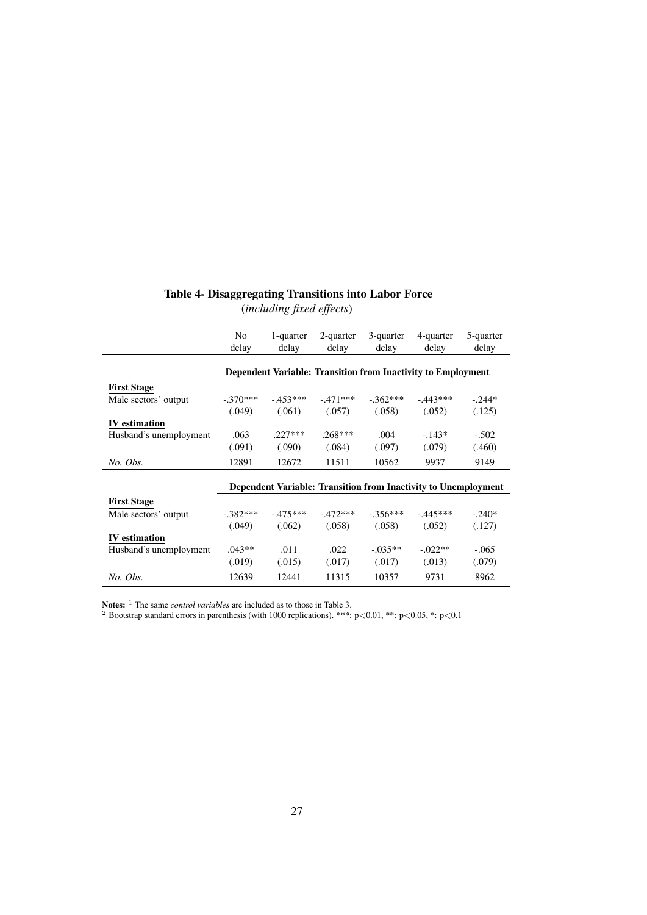### Table 4- Disaggregating Transitions into Labor Force

(*including fixed effects*)

| | No delay | 1-quarter delay | 2-quarter delay | 3-quarter delay | 4-quarter delay | 5-quarter delay |
|---|---|---|---|---|---|---|
| | **Dependent Variable: Transition from Inactivity to Employment** | | | | | |
| **First Stage** | | | | | | |
| Male sectors' output | -.370*** | -.453*** | -.471*** | -.362*** | -.443*** | -.244* |
| | (.049) | (.061) | (.057) | (.058) | (.052) | (.125) |
| **IV estimation** | | | | | | |
| Husband's unemployment | .063 | .227*** | .268*** | .004 | -.143* | -.502 |
| | (.091) | (.090) | (.084) | (.097) | (.079) | (.460) |
| *No. Obs.* | 12891 | 12672 | 11511 | 10562 | 9937 | 9149 |
| | **Dependent Variable: Transition from Inactivity to Unemployment** | | | | | |
| **First Stage** | | | | | | |
| Male sectors' output | -.382*** | -.475*** | -.472*** | -.356*** | -.445*** | -.240* |
| | (.049) | (.062) | (.058) | (.058) | (.052) | (.127) |
| **IV estimation** | | | | | | |
| Husband's unemployment | .043** | .011 | .022 | -.035** | -.022** | -.065 |
| | (.019) | (.015) | (.017) | (.017) | (.013) | (.079) |
| *No. Obs.* | 12639 | 12441 | 11315 | 10357 | 9731 | 8962 |

**Notes:** [1] The same *control variables* are included as to those in Table 3.
[2] Bootstrap standard errors in parenthesis (with 1000 replications). ***: $p<0.01$, **: $p<0.05$, *: $p<0.1$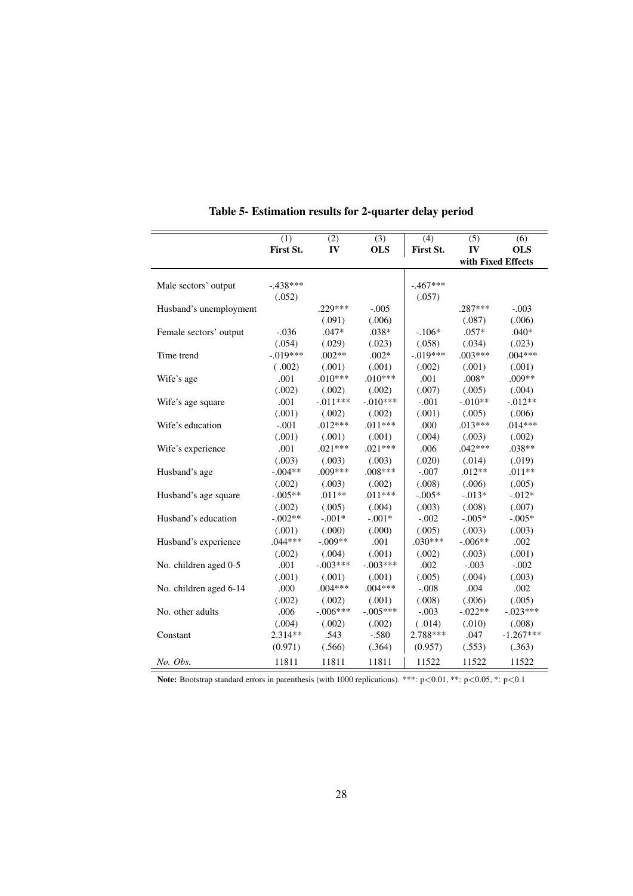## Table 5- Estimation results for 2-quarter delay period

| | (1) | (2) | (3) | (4) | (5) | (6) |
|---|---|---|---|---|---|---|
| | **First St.** | **IV** | **OLS** | **First St.** | **IV** | **OLS** |
| | | | | | **with Fixed Effects** | |
| Male sectors' output | -.438*** | | | -.467*** | | |
| | (.052) | | | (.057) | | |
| Husband's unemployment | | .229*** | -.005 | | .287*** | -.003 |
| | | (.091) | (.006) | | (.087) | (.006) |
| Female sectors' output | -.036 | .047* | .038* | -.106* | .057* | .040* |
| | (.054) | (.029) | (.023) | (.058) | (.034) | (.023) |
| Time trend | -.019*** | .002** | .002* | -.019*** | .003*** | .004*** |
| | ( .002) | (.001) | (.001) | (.002) | (.001) | (.001) |
| Wife's age | .001 | .010*** | .010*** | .001 | .008* | .009** |
| | (.002) | (.002) | (.002) | (.007) | (.005) | (.004) |
| Wife's age square | .001 | -.011*** | -.010*** | -.001 | -.010** | -.012** |
| | (.001) | (.002) | (.002) | (.001) | (.005) | (.006) |
| Wife's education | -.001 | .012*** | .011*** | .000 | .013*** | .014*** |
| | (.001) | (.001) | (.001) | (.004) | (.003) | (.002) |
| Wife's experience | .001 | .021*** | .021*** | .006 | .042*** | .038** |
| | (.003) | (.003) | (.003) | (.020) | (.014) | (.019) |
| Husband's age | -.004** | .009*** | .008*** | -.007 | .012** | .011** |
| | (.002) | (.003) | (.002) | (.008) | (.006) | (.005) |
| Husband's age square | -.005** | .011** | .011*** | -.005* | -.013* | -.012* |
| | (.002) | (.005) | (.004) | (.003) | (.008) | (.007) |
| Husband's education | -.002** | -.001* | -.001* | -.002 | -.005* | -.005* |
| | (.001) | (.000) | (.000) | (.005) | (.003) | (.003) |
| Husband's experience | .044*** | -.009** | .001 | .030*** | -.006** | .002 |
| | (.002) | (.004) | (.001) | (.002) | (.003) | (.001) |
| No. children aged 0-5 | .001 | -.003*** | -.003*** | .002 | -.003 | -.002 |
| | (.001) | (.001) | (.001) | (.005) | (.004) | (.003) |
| No. children aged 6-14 | .000 | .004*** | .004*** | -.008 | .004 | .002 |
| | (.002) | (.002) | (.001) | (.008) | (.006) | (.005) |
| No. other adults | .006 | -.006*** | -.005*** | -.003 | -.022** | -.023*** |
| | (.004) | (.002) | (.002) | ( .014) | (.010) | (.008) |
| Constant | 2.314** | .543 | -.580 | 2.788*** | .047 | -1.267*** |
| | (0.971) | (.566) | (.364) | (0.957) | (.553) | (.363) |
| *No. Obs.* | 11811 | 11811 | 11811 | 11522 | 11522 | 11522 |

**Note:** Bootstrap standard errors in parenthesis (with 1000 replications). ***: $p<0.01$, **: $p<0.05$, *: $p<0.1$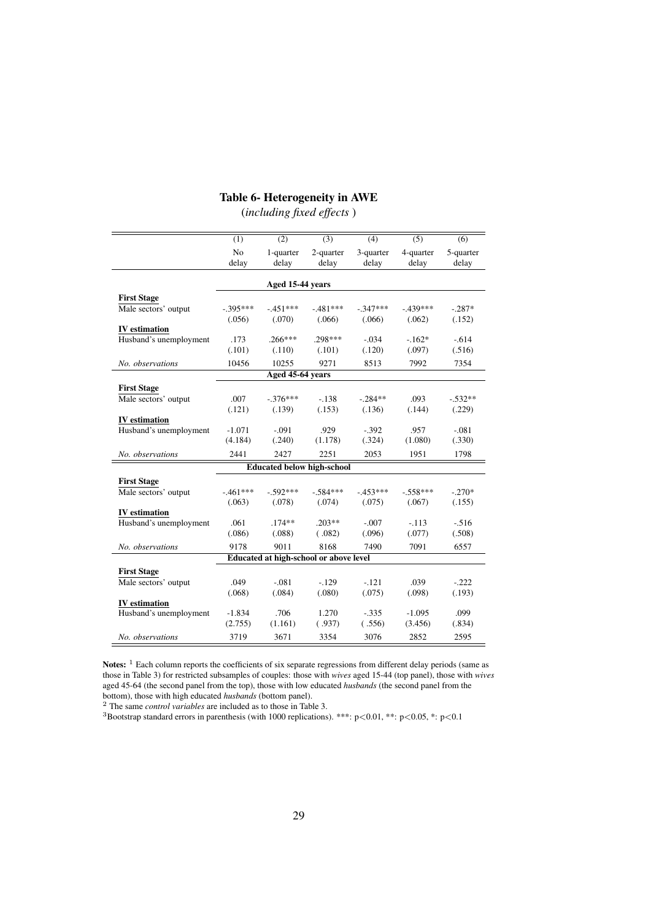**Table 6- Heterogeneity in AWE**

(*including fixed effects* )

| | (1) | (2) | (3) | (4) | (5) | (6) |
|---|---|---|---|---|---|---|
| | No delay | 1-quarter delay | 2-quarter delay | 3-quarter delay | 4-quarter delay | 5-quarter delay |
| | | **Aged 15-44 years** | | | | |
| **First Stage** | | | | | | |
| Male sectors' output | -.395*** | -.451*** | -.481*** | -.347*** | -.439*** | -.287* |
| | (.056) | (.070) | (.066) | (.066) | (.062) | (.152) |
| **IV estimation** | | | | | | |
| Husband's unemployment | .173 | .266*** | .298*** | -.034 | -.162* | -.614 |
| | (.101) | (.110) | (.101) | (.120) | (.097) | (.516) |
| *No. observations* | 10456 | 10255 | 9271 | 8513 | 7992 | 7354 |
| | | **Aged 45-64 years** | | | | |
| **First Stage** | | | | | | |
| Male sectors' output | .007 | -.376*** | -.138 | -.284** | .093 | -.532** |
| | (.121) | (.139) | (.153) | (.136) | (.144) | (.229) |
| **IV estimation** | | | | | | |
| Husband's unemployment | -1.071 | -.091 | .929 | -.392 | .957 | -.081 |
| | (4.184) | (.240) | (1.178) | (.324) | (1.080) | (.330) |
| *No. observations* | 2441 | 2427 | 2251 | 2053 | 1951 | 1798 |
| | | **Educated below high-school** | | | | |
| **First Stage** | | | | | | |
| Male sectors' output | -.461*** | -.592*** | -.584*** | -.453*** | -.558*** | -.270* |
| | (.063) | (.078) | (.074) | (.075) | (.067) | (.155) |
| **IV estimation** | | | | | | |
| Husband's unemployment | .061 | .174** | .203** | -.007 | -.113 | -.516 |
| | (.086) | (.088) | ( .082) | (.096) | (.077) | (.508) |
| *No. observations* | 9178 | 9011 | 8168 | 7490 | 7091 | 6557 |
| | | **Educated at high-school or above level** | | | | |
| **First Stage** | | | | | | |
| Male sectors' output | .049 | -.081 | -.129 | -.121 | .039 | -.222 |
| | (.068) | (.084) | (.080) | (.075) | (.098) | (.193) |
| **IV estimation** | | | | | | |
| Husband's unemployment | -1.834 | .706 | 1.270 | -.335 | -1.095 | .099 |
| | (2.755) | (1.161) | ( .937) | ( .556) | (3.456) | (.834) |
| *No. observations* | 3719 | 3671 | 3354 | 3076 | 2852 | 2595 |

**Notes:** [1] Each column reports the coefficients of six separate regressions from different delay periods (same as those in Table 3) for restricted subsamples of couples: those with *wives* aged 15-44 (top panel), those with *wives* aged 45-64 (the second panel from the top), those with low educated *husbands* (the second panel from the bottom), those with high educated *husbands* (bottom panel).

[2] The same *control variables* are included as to those in Table 3.

[3] Bootstrap standard errors in parenthesis (with 1000 replications). ***: $p<0.01$, **: $p<0.05$, *: $p<0.1$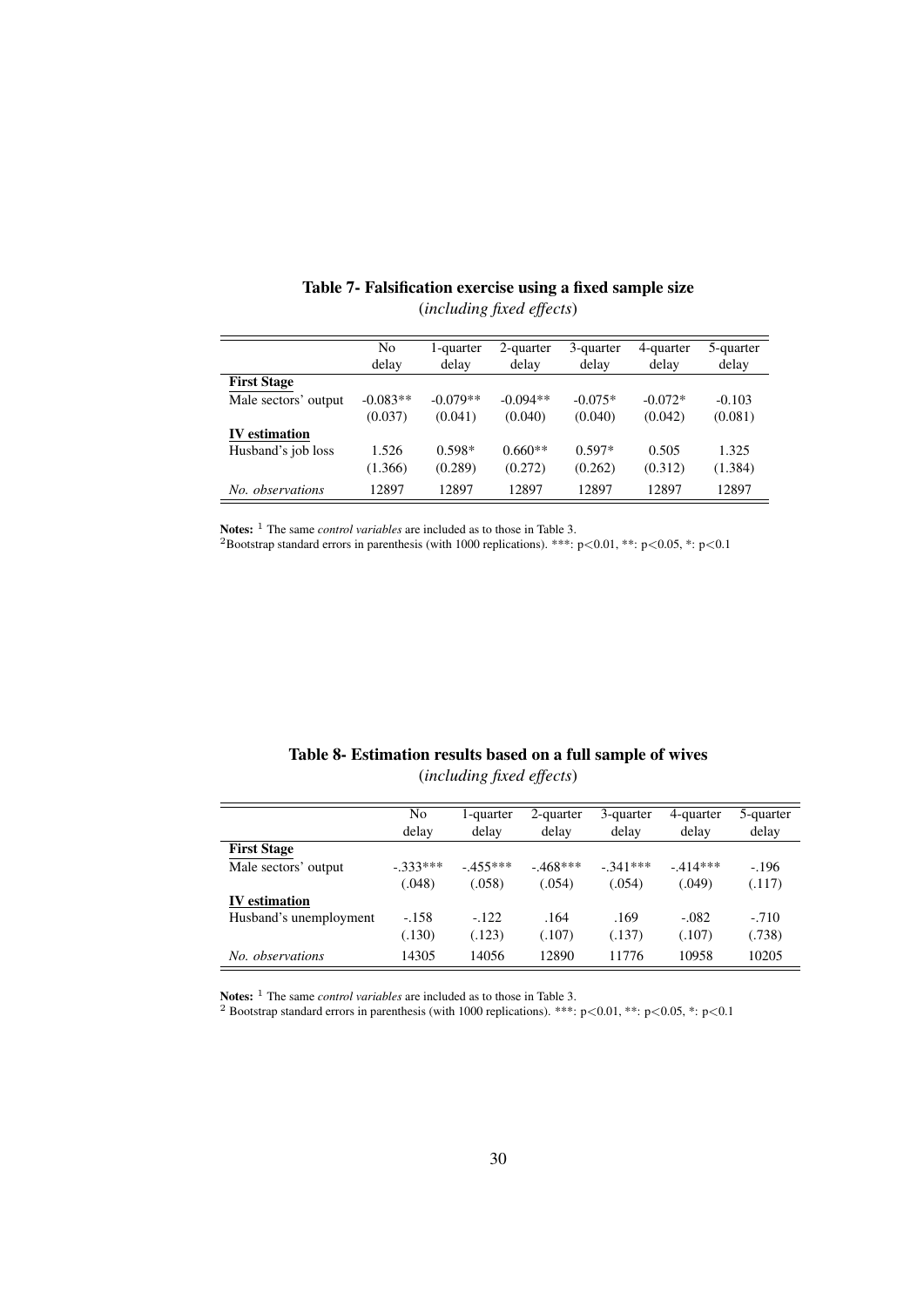**Table 7- Falsification exercise using a fixed sample size**
(*including fixed effects*)

| | No delay | 1-quarter delay | 2-quarter delay | 3-quarter delay | 4-quarter delay | 5-quarter delay |
|---|---|---|---|---|---|---|
| **First Stage** | | | | | | |
| Male sectors' output | -0.083** | -0.079** | -0.094** | -0.075* | -0.072* | -0.103 |
| | (0.037) | (0.041) | (0.040) | (0.040) | (0.042) | (0.081) |
| **IV estimation** | | | | | | |
| Husband's job loss | 1.526 | 0.598* | 0.660** | 0.597* | 0.505 | 1.325 |
| | (1.366) | (0.289) | (0.272) | (0.262) | (0.312) | (1.384) |
| *No. observations* | 12897 | 12897 | 12897 | 12897 | 12897 | 12897 |

**Notes:** [1] The same *control variables* are included as to those in Table 3.
[2]Bootstrap standard errors in parenthesis (with 1000 replications). ***: p<0.01, **: p<0.05, *: p<0.1

**Table 8- Estimation results based on a full sample of wives**
(*including fixed effects*)

| | No delay | 1-quarter delay | 2-quarter delay | 3-quarter delay | 4-quarter delay | 5-quarter delay |
|---|---|---|---|---|---|---|
| **First Stage** | | | | | | |
| Male sectors' output | -.333*** | -.455*** | -.468*** | -.341*** | -.414*** | -.196 |
| | (.048) | (.058) | (.054) | (.054) | (.049) | (.117) |
| **IV estimation** | | | | | | |
| Husband's unemployment | -.158 | -.122 | .164 | .169 | -.082 | -.710 |
| | (.130) | (.123) | (.107) | (.137) | (.107) | (.738) |
| *No. observations* | 14305 | 14056 | 12890 | 11776 | 10958 | 10205 |

**Notes:** [1] The same *control variables* are included as to those in Table 3.
[2] Bootstrap standard errors in parenthesis (with 1000 replications). ***: p<0.01, **: p<0.05, *: p<0.1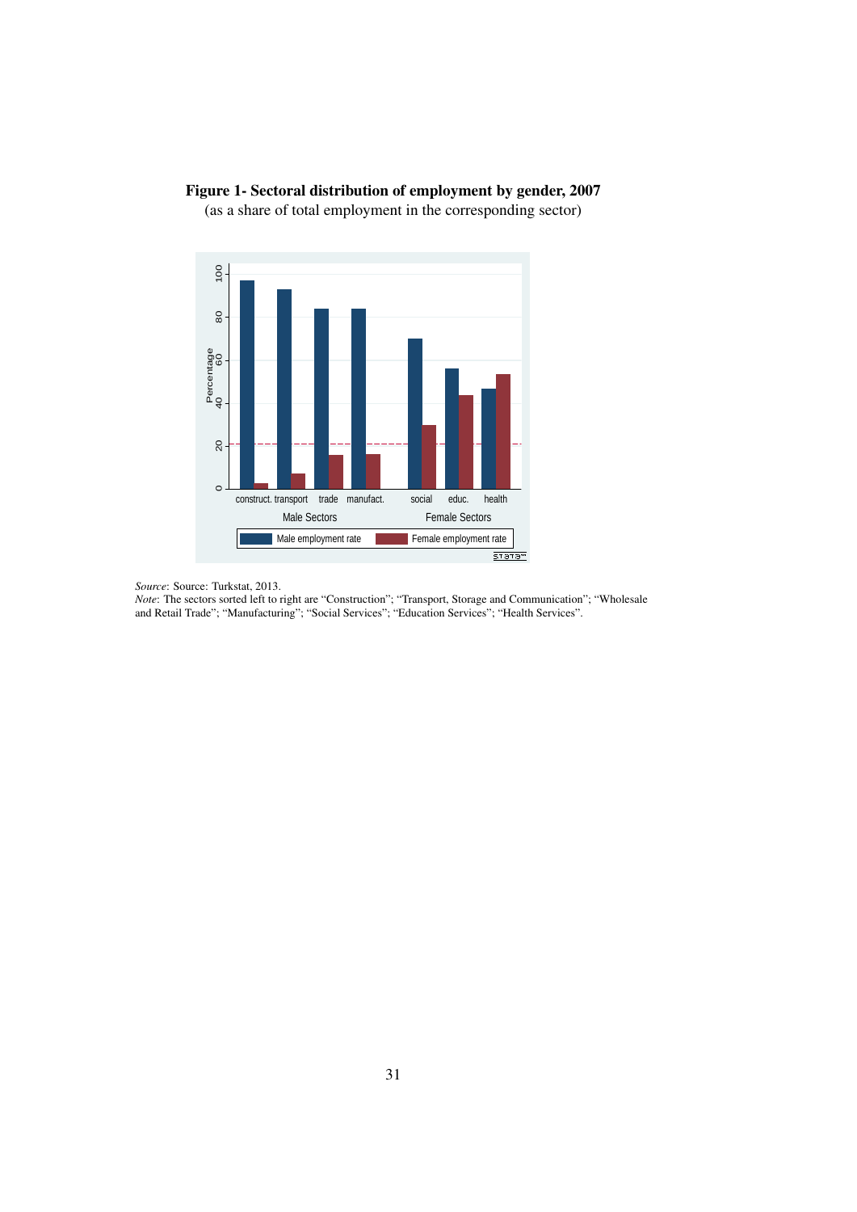**Figure 1- Sectoral distribution of employment by gender, 2007**

(as a share of total employment in the corresponding sector)

*Source*: Source: Turkstat, 2013.
*Note*: The sectors sorted left to right are "Construction"; "Transport, Storage and Communication"; "Wholesale and Retail Trade"; "Manufacturing"; "Social Services"; "Education Services"; "Health Services".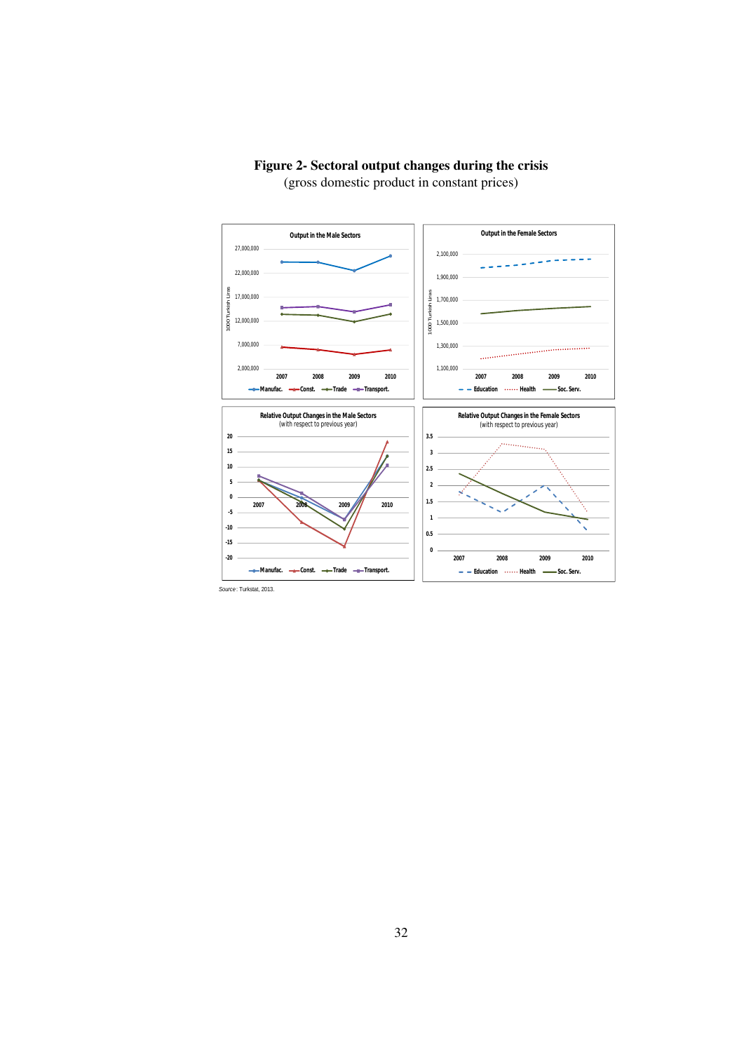**Figure 2- Sectoral output changes during the crisis**

(gross domestic product in constant prices)

*Source*: Turkstat, 2013.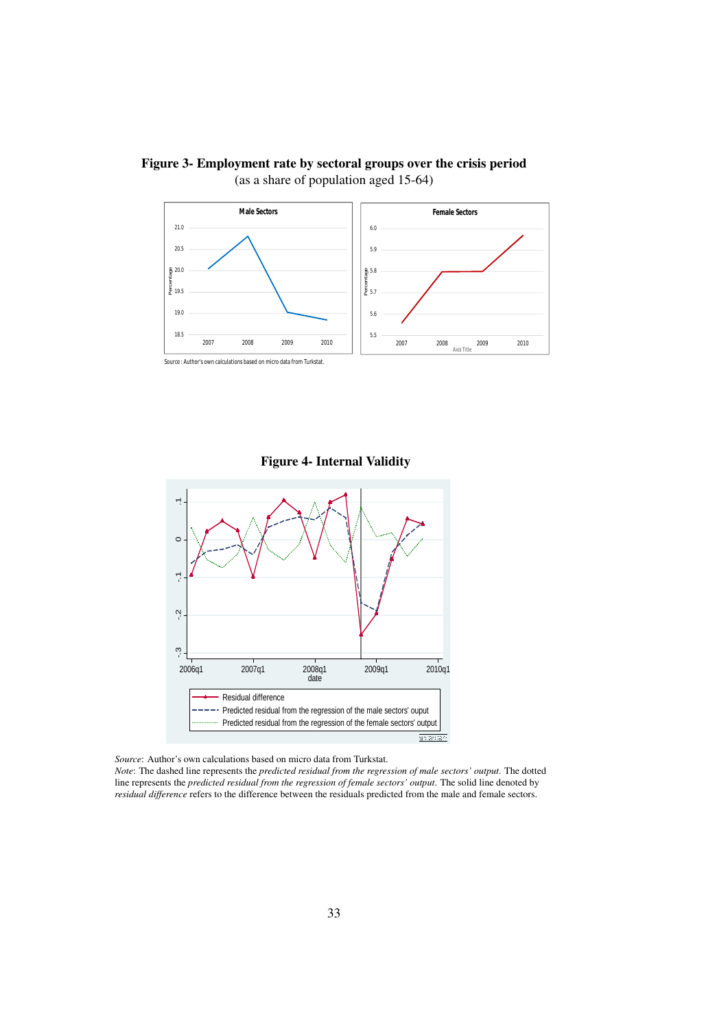**Figure 3- Employment rate by sectoral groups over the crisis period**

(as a share of population aged 15-64)

Male Sectors

Percentage

21.0
20.5
20.0
19.5
19.0
18.5

2007 2008 2009 2010

Female Sectors

Percentage

6.0
5.9
5.8
5.7
5.6
5.5

2007 2008 2009 2010

Axis Title

Source : Author's own calculations based on micro data from Turkstat.

**Figure 4- Internal Validity**

.1
0
-.1
-.2
-.3

2006q1 2007q1 2008q1 2009q1 2010q1

date

Residual difference

Predicted residual from the regression of the male sectors' ouput

Predicted residual from the regression of the female sectors' output

*Source*: Author's own calculations based on micro data from Turkstat.
*Note*: The dashed line represents the *predicted residual from the regression of male sectors' output*. The dotted line represents the *predicted residual from the regression of female sectors' output*. The solid line denoted by *residual difference* refers to the difference between the residuals predicted from the male and female sectors.